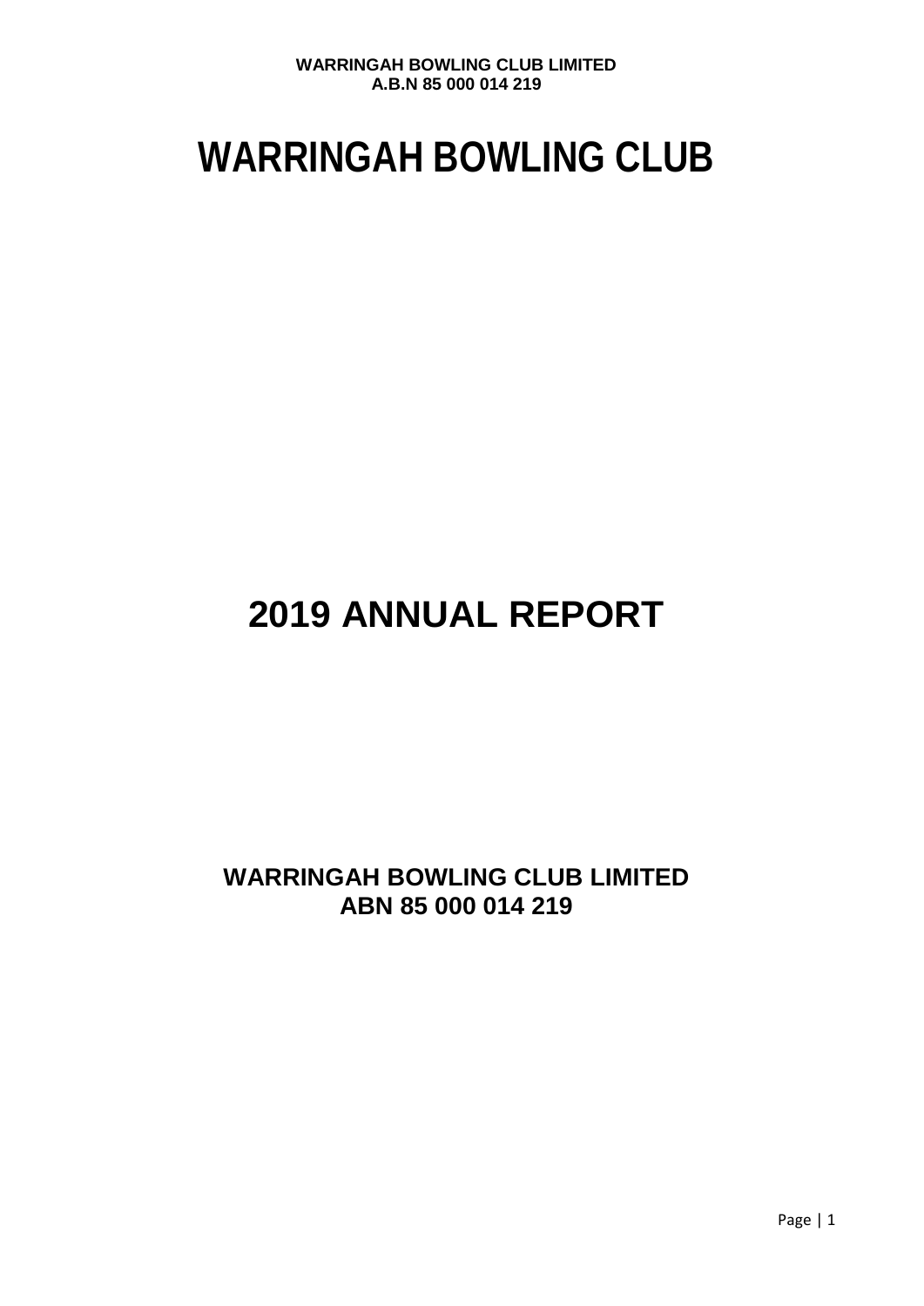# WARRINGAH BOWLING CLUB

# 2019 ANNUAL REPORT

**WARRINGAH BOWLING CLUB LIMITED**
**ABN 85 000 014 219**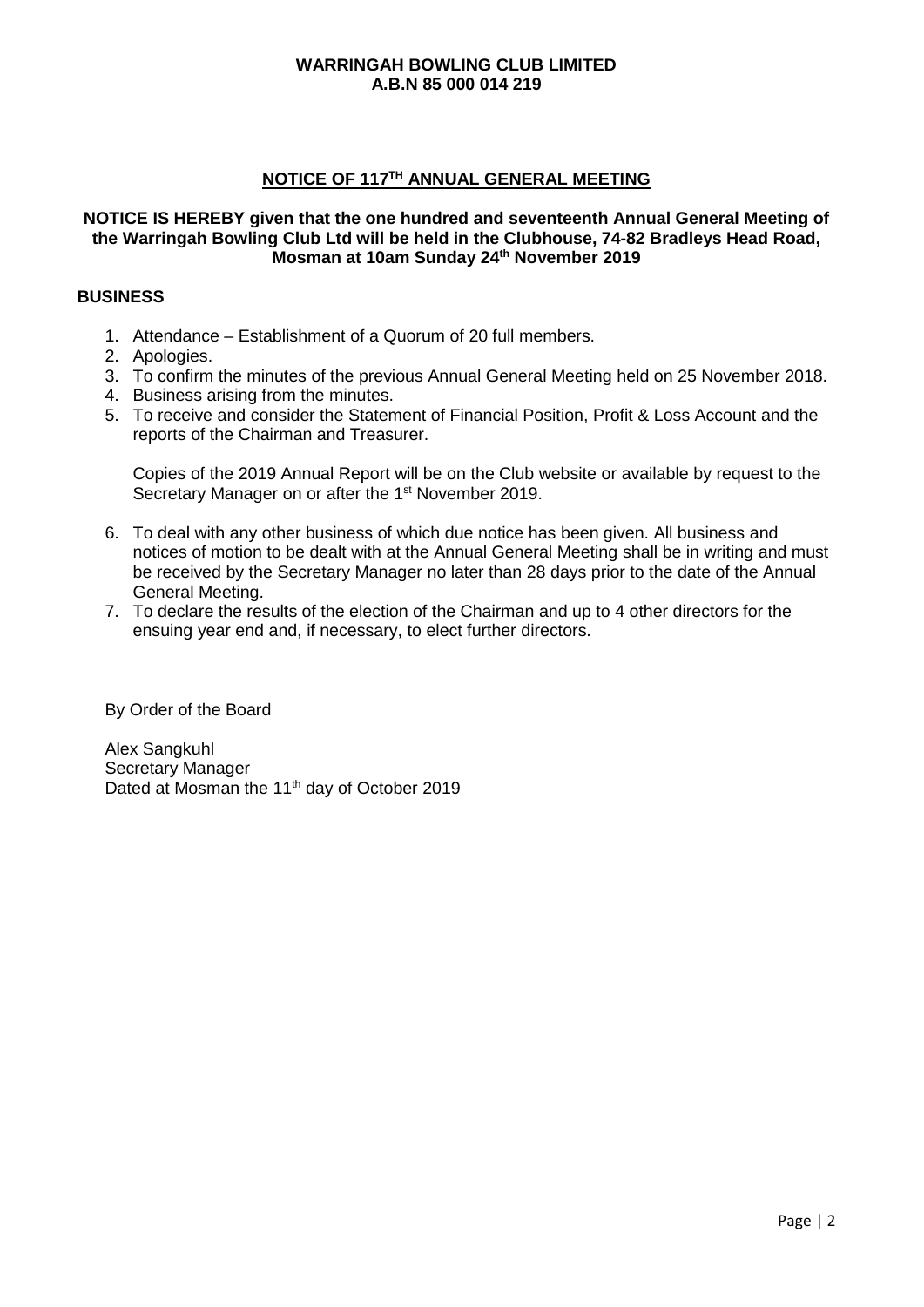**WARRINGAH BOWLING CLUB LIMITED**
**A.B.N 85 000 014 219**

## NOTICE OF 117TH ANNUAL GENERAL MEETING

**NOTICE IS HEREBY given that the one hundred and seventeenth Annual General Meeting of the Warringah Bowling Club Ltd will be held in the Clubhouse, 74-82 Bradleys Head Road, Mosman at 10am Sunday 24th November 2019**

### BUSINESS

1. Attendance – Establishment of a Quorum of 20 full members.
2. Apologies.
3. To confirm the minutes of the previous Annual General Meeting held on 25 November 2018.
4. Business arising from the minutes.
5. To receive and consider the Statement of Financial Position, Profit & Loss Account and the reports of the Chairman and Treasurer.

   Copies of the 2019 Annual Report will be on the Club website or available by request to the Secretary Manager on or after the 1st November 2019.

6. To deal with any other business of which due notice has been given. All business and notices of motion to be dealt with at the Annual General Meeting shall be in writing and must be received by the Secretary Manager no later than 28 days prior to the date of the Annual General Meeting.
7. To declare the results of the election of the Chairman and up to 4 other directors for the ensuing year end and, if necessary, to elect further directors.

By Order of the Board

Alex Sangkuhl
Secretary Manager
Dated at Mosman the 11th day of October 2019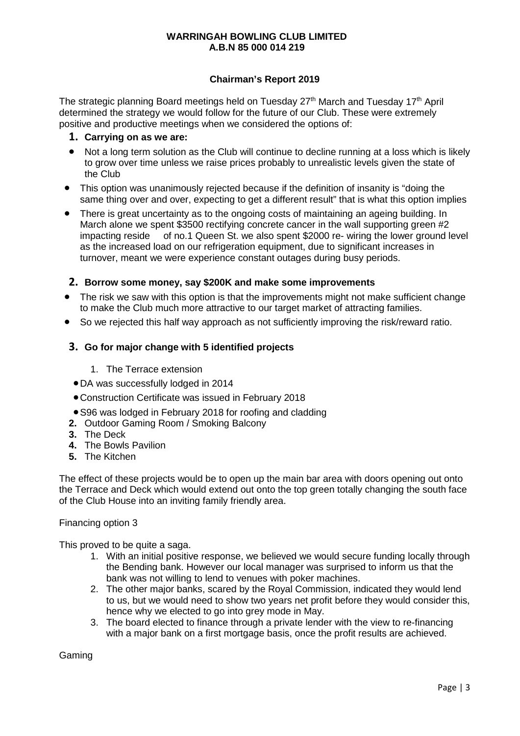**WARRINGAH BOWLING CLUB LIMITED**
**A.B.N 85 000 014 219**

## Chairman's Report 2019

The strategic planning Board meetings held on Tuesday 27th March and Tuesday 17th April determined the strategy we would follow for the future of our Club. These were extremely positive and productive meetings when we considered the options of:

### 1. Carrying on as we are:

- Not a long term solution as the Club will continue to decline running at a loss which is likely to grow over time unless we raise prices probably to unrealistic levels given the state of the Club
- This option was unanimously rejected because if the definition of insanity is "doing the same thing over and over, expecting to get a different result" that is what this option implies
- There is great uncertainty as to the ongoing costs of maintaining an ageing building. In March alone we spent $3500 rectifying concrete cancer in the wall supporting green #2 impacting reside of no.1 Queen St. we also spent $2000 re- wiring the lower ground level as the increased load on our refrigeration equipment, due to significant increases in turnover, meant we were experience constant outages during busy periods.

### 2. Borrow some money, say $200K and make some improvements

- The risk we saw with this option is that the improvements might not make sufficient change to make the Club much more attractive to our target market of attracting families.
- So we rejected this half way approach as not sufficiently improving the risk/reward ratio.

### 3. Go for major change with 5 identified projects

1. The Terrace extension
   - DA was successfully lodged in 2014
   - Construction Certificate was issued in February 2018
   - S96 was lodged in February 2018 for roofing and cladding
2. Outdoor Gaming Room / Smoking Balcony
3. The Deck
4. The Bowls Pavilion
5. The Kitchen

The effect of these projects would be to open up the main bar area with doors opening out onto the Terrace and Deck which would extend out onto the top green totally changing the south face of the Club House into an inviting family friendly area.

Financing option 3

This proved to be quite a saga.

1. With an initial positive response, we believed we would secure funding locally through the Bending bank. However our local manager was surprised to inform us that the bank was not willing to lend to venues with poker machines.
2. The other major banks, scared by the Royal Commission, indicated they would lend to us, but we would need to show two years net profit before they would consider this, hence why we elected to go into grey mode in May.
3. The board elected to finance through a private lender with the view to re-financing with a major bank on a first mortgage basis, once the profit results are achieved.

Gaming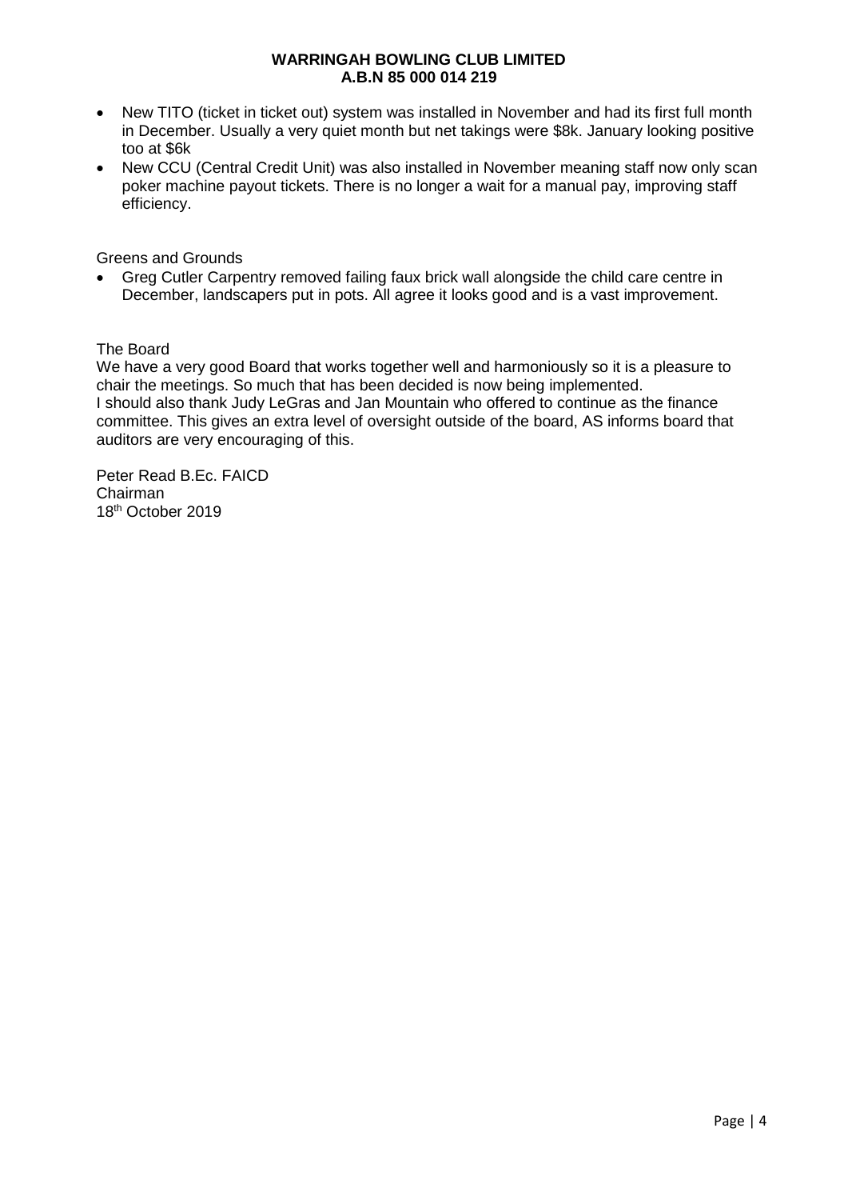- New TITO (ticket in ticket out) system was installed in November and had its first full month in December. Usually a very quiet month but net takings were $8k. January looking positive too at $6k
- New CCU (Central Credit Unit) was also installed in November meaning staff now only scan poker machine payout tickets. There is no longer a wait for a manual pay, improving staff efficiency.

Greens and Grounds

- Greg Cutler Carpentry removed failing faux brick wall alongside the child care centre in December, landscapers put in pots. All agree it looks good and is a vast improvement.

The Board

We have a very good Board that works together well and harmoniously so it is a pleasure to chair the meetings. So much that has been decided is now being implemented.
I should also thank Judy LeGras and Jan Mountain who offered to continue as the finance committee. This gives an extra level of oversight outside of the board, AS informs board that auditors are very encouraging of this.

Peter Read B.Ec. FAICD
Chairman
18th October 2019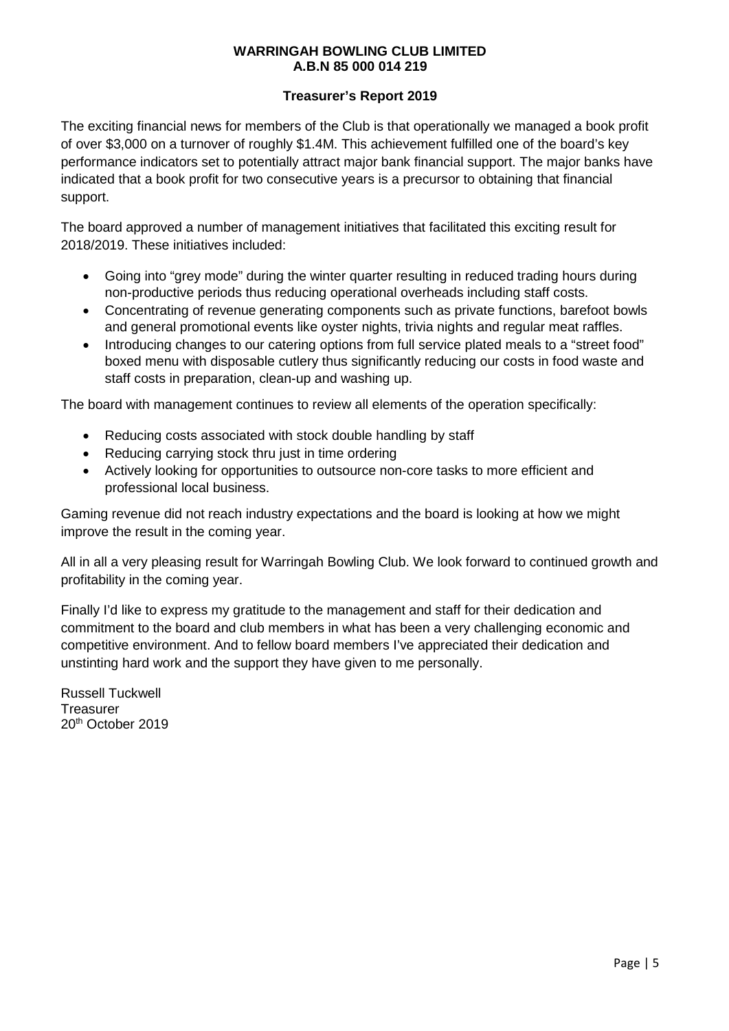**WARRINGAH BOWLING CLUB LIMITED**
**A.B.N 85 000 014 219**

## Treasurer's Report 2019

The exciting financial news for members of the Club is that operationally we managed a book profit of over $3,000 on a turnover of roughly $1.4M. This achievement fulfilled one of the board's key performance indicators set to potentially attract major bank financial support. The major banks have indicated that a book profit for two consecutive years is a precursor to obtaining that financial support.

The board approved a number of management initiatives that facilitated this exciting result for 2018/2019. These initiatives included:

- Going into "grey mode" during the winter quarter resulting in reduced trading hours during non-productive periods thus reducing operational overheads including staff costs.
- Concentrating of revenue generating components such as private functions, barefoot bowls and general promotional events like oyster nights, trivia nights and regular meat raffles.
- Introducing changes to our catering options from full service plated meals to a "street food" boxed menu with disposable cutlery thus significantly reducing our costs in food waste and staff costs in preparation, clean-up and washing up.

The board with management continues to review all elements of the operation specifically:

- Reducing costs associated with stock double handling by staff
- Reducing carrying stock thru just in time ordering
- Actively looking for opportunities to outsource non-core tasks to more efficient and professional local business.

Gaming revenue did not reach industry expectations and the board is looking at how we might improve the result in the coming year.

All in all a very pleasing result for Warringah Bowling Club. We look forward to continued growth and profitability in the coming year.

Finally I'd like to express my gratitude to the management and staff for their dedication and commitment to the board and club members in what has been a very challenging economic and competitive environment. And to fellow board members I've appreciated their dedication and unstinting hard work and the support they have given to me personally.

Russell Tuckwell
Treasurer
20th October 2019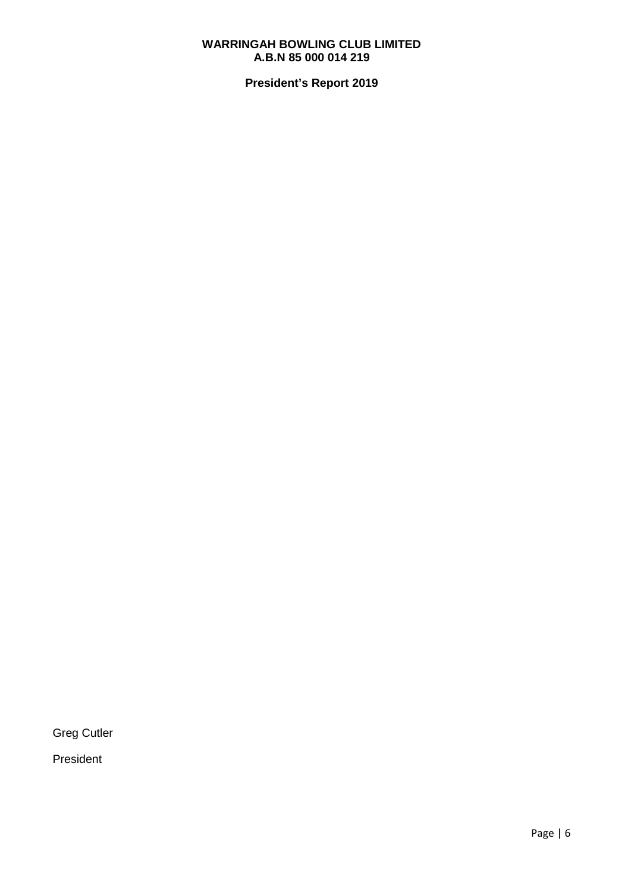**WARRINGAH BOWLING CLUB LIMITED**
**A.B.N 85 000 014 219**

**President's Report 2019**

Greg Cutler

President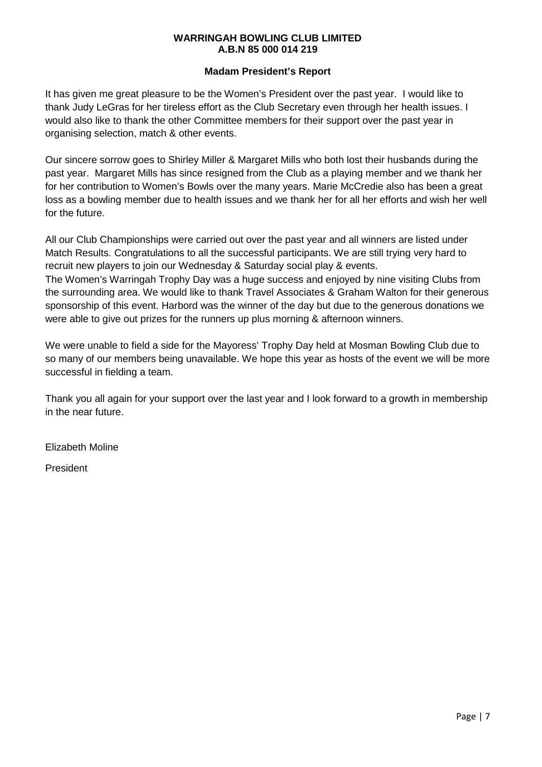**WARRINGAH BOWLING CLUB LIMITED**
**A.B.N 85 000 014 219**

## Madam President's Report

It has given me great pleasure to be the Women's President over the past year. I would like to thank Judy LeGras for her tireless effort as the Club Secretary even through her health issues. I would also like to thank the other Committee members for their support over the past year in organising selection, match & other events.

Our sincere sorrow goes to Shirley Miller & Margaret Mills who both lost their husbands during the past year. Margaret Mills has since resigned from the Club as a playing member and we thank her for her contribution to Women's Bowls over the many years. Marie McCredie also has been a great loss as a bowling member due to health issues and we thank her for all her efforts and wish her well for the future.

All our Club Championships were carried out over the past year and all winners are listed under Match Results. Congratulations to all the successful participants. We are still trying very hard to recruit new players to join our Wednesday & Saturday social play & events.
The Women's Warringah Trophy Day was a huge success and enjoyed by nine visiting Clubs from the surrounding area. We would like to thank Travel Associates & Graham Walton for their generous sponsorship of this event. Harbord was the winner of the day but due to the generous donations we were able to give out prizes for the runners up plus morning & afternoon winners.

We were unable to field a side for the Mayoress' Trophy Day held at Mosman Bowling Club due to so many of our members being unavailable. We hope this year as hosts of the event we will be more successful in fielding a team.

Thank you all again for your support over the last year and I look forward to a growth in membership in the near future.

Elizabeth Moline

President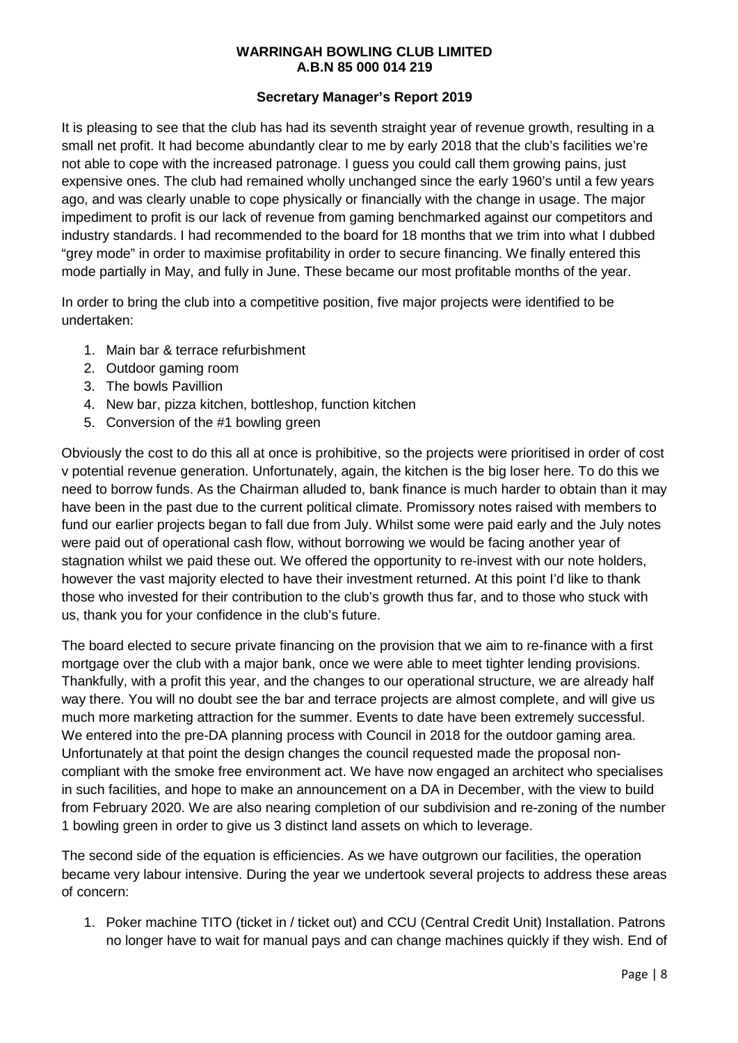**WARRINGAH BOWLING CLUB LIMITED**
**A.B.N 85 000 014 219**

**Secretary Manager's Report 2019**

It is pleasing to see that the club has had its seventh straight year of revenue growth, resulting in a small net profit. It had become abundantly clear to me by early 2018 that the club's facilities we're not able to cope with the increased patronage. I guess you could call them growing pains, just expensive ones. The club had remained wholly unchanged since the early 1960's until a few years ago, and was clearly unable to cope physically or financially with the change in usage. The major impediment to profit is our lack of revenue from gaming benchmarked against our competitors and industry standards. I had recommended to the board for 18 months that we trim into what I dubbed "grey mode" in order to maximise profitability in order to secure financing. We finally entered this mode partially in May, and fully in June. These became our most profitable months of the year.

In order to bring the club into a competitive position, five major projects were identified to be undertaken:

1. Main bar & terrace refurbishment
2. Outdoor gaming room
3. The bowls Pavillion
4. New bar, pizza kitchen, bottleshop, function kitchen
5. Conversion of the #1 bowling green

Obviously the cost to do this all at once is prohibitive, so the projects were prioritised in order of cost v potential revenue generation. Unfortunately, again, the kitchen is the big loser here. To do this we need to borrow funds. As the Chairman alluded to, bank finance is much harder to obtain than it may have been in the past due to the current political climate. Promissory notes raised with members to fund our earlier projects began to fall due from July. Whilst some were paid early and the July notes were paid out of operational cash flow, without borrowing we would be facing another year of stagnation whilst we paid these out. We offered the opportunity to re-invest with our note holders, however the vast majority elected to have their investment returned. At this point I'd like to thank those who invested for their contribution to the club's growth thus far, and to those who stuck with us, thank you for your confidence in the club's future.

The board elected to secure private financing on the provision that we aim to re-finance with a first mortgage over the club with a major bank, once we were able to meet tighter lending provisions. Thankfully, with a profit this year, and the changes to our operational structure, we are already half way there. You will no doubt see the bar and terrace projects are almost complete, and will give us much more marketing attraction for the summer. Events to date have been extremely successful. We entered into the pre-DA planning process with Council in 2018 for the outdoor gaming area. Unfortunately at that point the design changes the council requested made the proposal non-compliant with the smoke free environment act. We have now engaged an architect who specialises in such facilities, and hope to make an announcement on a DA in December, with the view to build from February 2020. We are also nearing completion of our subdivision and re-zoning of the number 1 bowling green in order to give us 3 distinct land assets on which to leverage.

The second side of the equation is efficiencies. As we have outgrown our facilities, the operation became very labour intensive. During the year we undertook several projects to address these areas of concern:

1. Poker machine TITO (ticket in / ticket out) and CCU (Central Credit Unit) Installation. Patrons no longer have to wait for manual pays and can change machines quickly if they wish. End of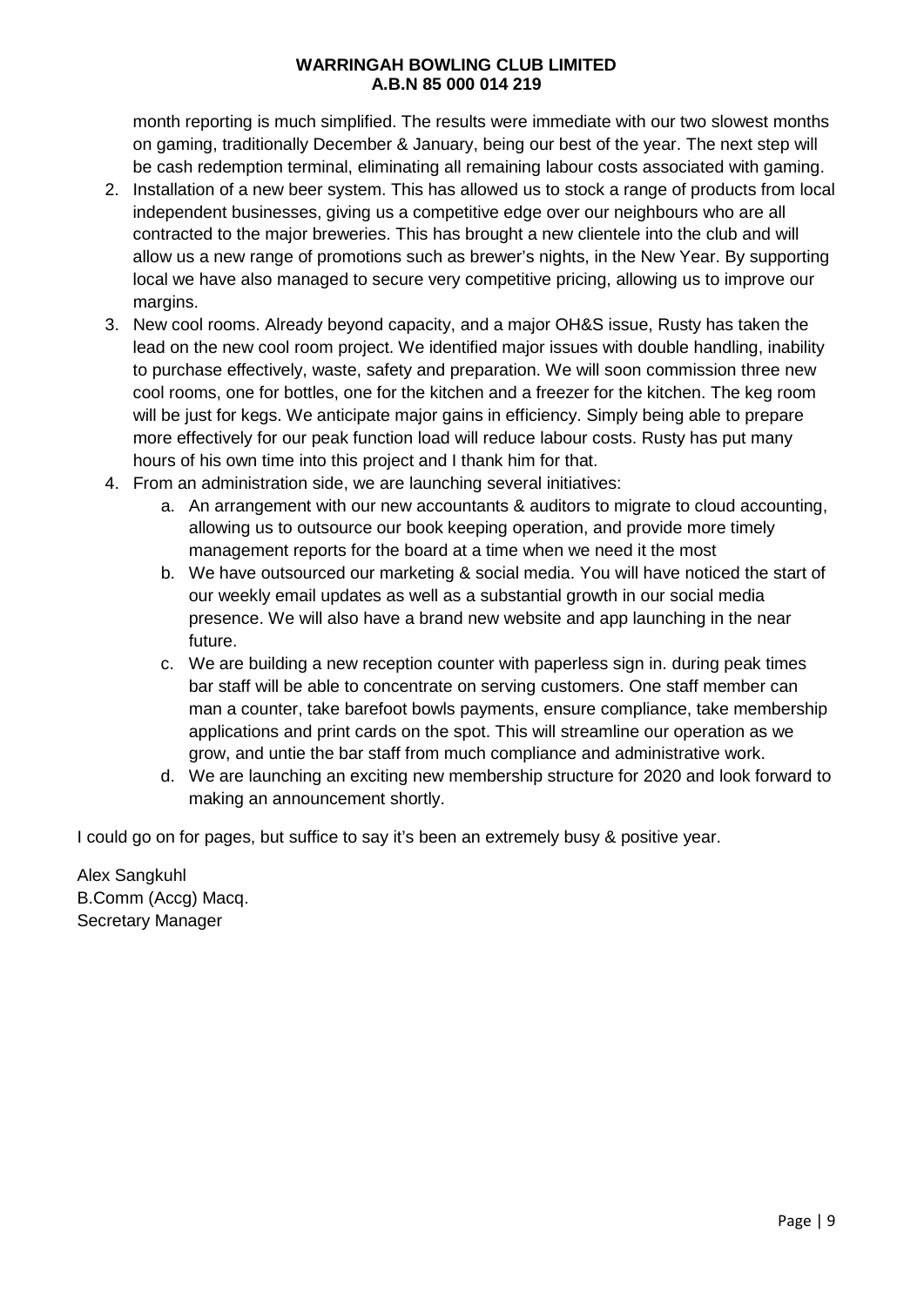month reporting is much simplified. The results were immediate with our two slowest months on gaming, traditionally December & January, being our best of the year. The next step will be cash redemption terminal, eliminating all remaining labour costs associated with gaming.

2. Installation of a new beer system. This has allowed us to stock a range of products from local independent businesses, giving us a competitive edge over our neighbours who are all contracted to the major breweries. This has brought a new clientele into the club and will allow us a new range of promotions such as brewer's nights, in the New Year. By supporting local we have also managed to secure very competitive pricing, allowing us to improve our margins.
3. New cool rooms. Already beyond capacity, and a major OH&S issue, Rusty has taken the lead on the new cool room project. We identified major issues with double handling, inability to purchase effectively, waste, safety and preparation. We will soon commission three new cool rooms, one for bottles, one for the kitchen and a freezer for the kitchen. The keg room will be just for kegs. We anticipate major gains in efficiency. Simply being able to prepare more effectively for our peak function load will reduce labour costs. Rusty has put many hours of his own time into this project and I thank him for that.
4. From an administration side, we are launching several initiatives:
   a. An arrangement with our new accountants & auditors to migrate to cloud accounting, allowing us to outsource our book keeping operation, and provide more timely management reports for the board at a time when we need it the most
   b. We have outsourced our marketing & social media. You will have noticed the start of our weekly email updates as well as a substantial growth in our social media presence. We will also have a brand new website and app launching in the near future.
   c. We are building a new reception counter with paperless sign in. during peak times bar staff will be able to concentrate on serving customers. One staff member can man a counter, take barefoot bowls payments, ensure compliance, take membership applications and print cards on the spot. This will streamline our operation as we grow, and untie the bar staff from much compliance and administrative work.
   d. We are launching an exciting new membership structure for 2020 and look forward to making an announcement shortly.

I could go on for pages, but suffice to say it's been an extremely busy & positive year.

Alex Sangkuhl  
B.Comm (Accg) Macq.  
Secretary Manager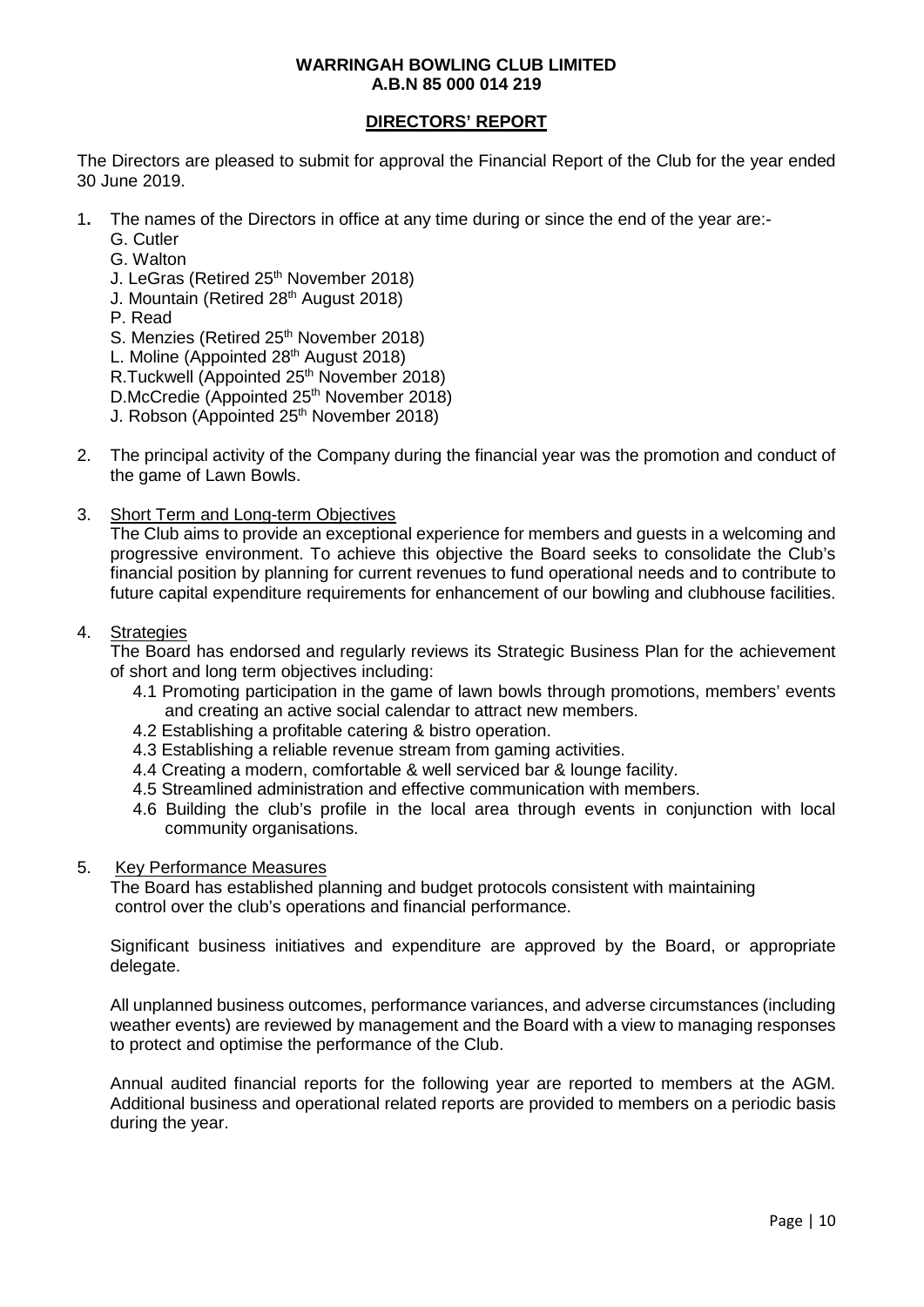**WARRINGAH BOWLING CLUB LIMITED**
**A.B.N 85 000 014 219**

## DIRECTORS' REPORT

The Directors are pleased to submit for approval the Financial Report of the Club for the year ended 30 June 2019.

1. The names of the Directors in office at any time during or since the end of the year are:-
   G. Cutler
   G. Walton
   J. LeGras (Retired 25th November 2018)
   J. Mountain (Retired 28th August 2018)
   P. Read
   S. Menzies (Retired 25th November 2018)
   L. Moline (Appointed 28th August 2018)
   R.Tuckwell (Appointed 25th November 2018)
   D.McCredie (Appointed 25th November 2018)
   J. Robson (Appointed 25th November 2018)

2. The principal activity of the Company during the financial year was the promotion and conduct of the game of Lawn Bowls.

3. Short Term and Long-term Objectives
   The Club aims to provide an exceptional experience for members and guests in a welcoming and progressive environment. To achieve this objective the Board seeks to consolidate the Club's financial position by planning for current revenues to fund operational needs and to contribute to future capital expenditure requirements for enhancement of our bowling and clubhouse facilities.

4. Strategies
   The Board has endorsed and regularly reviews its Strategic Business Plan for the achievement of short and long term objectives including:
   4.1 Promoting participation in the game of lawn bowls through promotions, members' events and creating an active social calendar to attract new members.
   4.2 Establishing a profitable catering & bistro operation.
   4.3 Establishing a reliable revenue stream from gaming activities.
   4.4 Creating a modern, comfortable & well serviced bar & lounge facility.
   4.5 Streamlined administration and effective communication with members.
   4.6 Building the club's profile in the local area through events in conjunction with local community organisations.

5. Key Performance Measures
   The Board has established planning and budget protocols consistent with maintaining control over the club's operations and financial performance.

   Significant business initiatives and expenditure are approved by the Board, or appropriate delegate.

   All unplanned business outcomes, performance variances, and adverse circumstances (including weather events) are reviewed by management and the Board with a view to managing responses to protect and optimise the performance of the Club.

   Annual audited financial reports for the following year are reported to members at the AGM. Additional business and operational related reports are provided to members on a periodic basis during the year.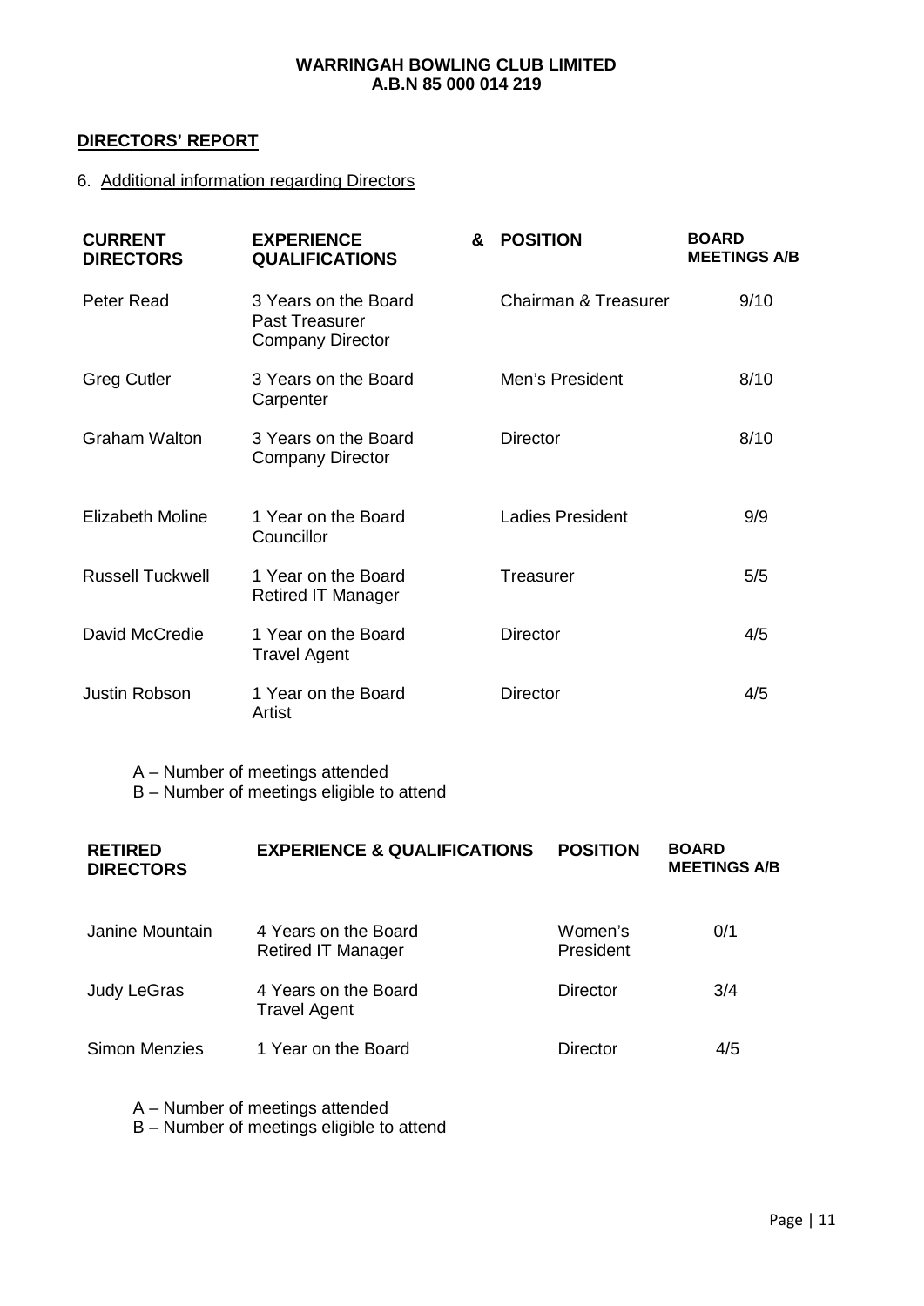**WARRINGAH BOWLING CLUB LIMITED**
**A.B.N 85 000 014 219**

## DIRECTORS' REPORT

6. Additional information regarding Directors

| CURRENT DIRECTORS | EXPERIENCE & QUALIFICATIONS | POSITION | BOARD MEETINGS A/B |
|---|---|---|---|
| Peter Read | 3 Years on the Board<br>Past Treasurer<br>Company Director | Chairman & Treasurer | 9/10 |
| Greg Cutler | 3 Years on the Board<br>Carpenter | Men's President | 8/10 |
| Graham Walton | 3 Years on the Board<br>Company Director | Director | 8/10 |
| Elizabeth Moline | 1 Year on the Board<br>Councillor | Ladies President | 9/9 |
| Russell Tuckwell | 1 Year on the Board<br>Retired IT Manager | Treasurer | 5/5 |
| David McCredie | 1 Year on the Board<br>Travel Agent | Director | 4/5 |
| Justin Robson | 1 Year on the Board<br>Artist | Director | 4/5 |

A – Number of meetings attended
B – Number of meetings eligible to attend

| RETIRED DIRECTORS | EXPERIENCE & QUALIFICATIONS | POSITION | BOARD MEETINGS A/B |
|---|---|---|---|
| Janine Mountain | 4 Years on the Board<br>Retired IT Manager | Women's President | 0/1 |
| Judy LeGras | 4 Years on the Board<br>Travel Agent | Director | 3/4 |
| Simon Menzies | 1 Year on the Board | Director | 4/5 |

A – Number of meetings attended
B – Number of meetings eligible to attend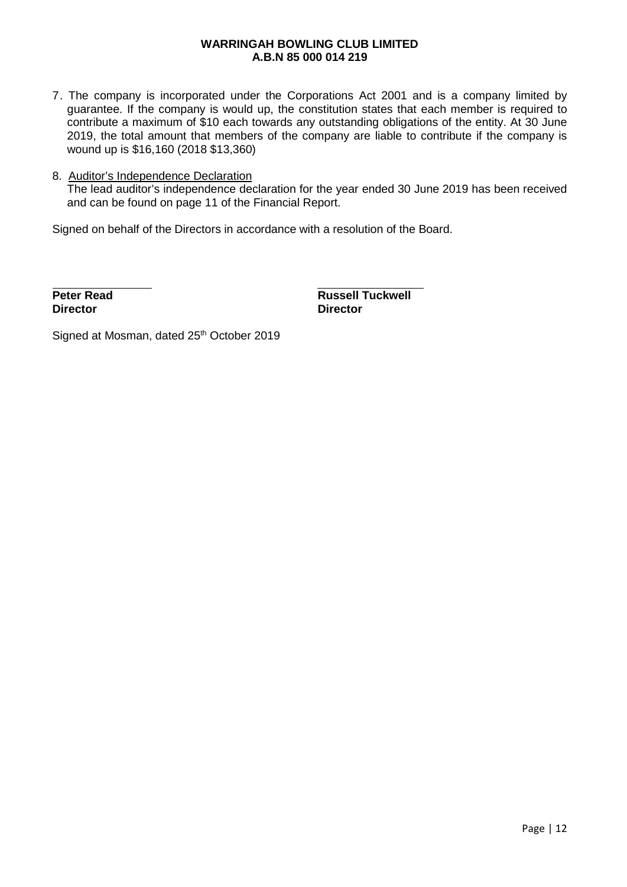7. The company is incorporated under the Corporations Act 2001 and is a company limited by guarantee. If the company is would up, the constitution states that each member is required to contribute a maximum of $10 each towards any outstanding obligations of the entity. At 30 June 2019, the total amount that members of the company are liable to contribute if the company is wound up is $16,160 (2018 $13,360)

8. Auditor's Independence Declaration
   The lead auditor's independence declaration for the year ended 30 June 2019 has been received and can be found on page 11 of the Financial Report.

Signed on behalf of the Directors in accordance with a resolution of the Board.

**Peter Read**
**Director**

**Russell Tuckwell**
**Director**

Signed at Mosman, dated 25th October 2019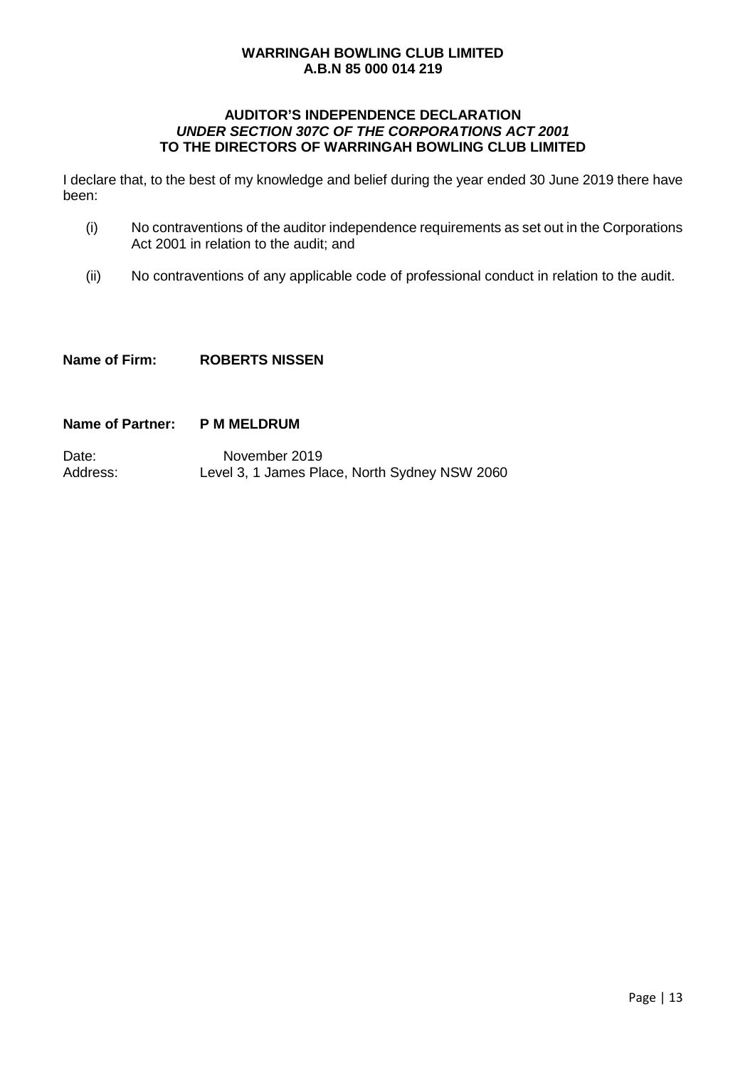**WARRINGAH BOWLING CLUB LIMITED**
**A.B.N 85 000 014 219**

# AUDITOR'S INDEPENDENCE DECLARATION
## *UNDER SECTION 307C OF THE CORPORATIONS ACT 2001*
## TO THE DIRECTORS OF WARRINGAH BOWLING CLUB LIMITED

I declare that, to the best of my knowledge and belief during the year ended 30 June 2019 there have been:

(i) No contraventions of the auditor independence requirements as set out in the Corporations Act 2001 in relation to the audit; and

(ii) No contraventions of any applicable code of professional conduct in relation to the audit.

**Name of Firm:** **ROBERTS NISSEN**

**Name of Partner:** **P M MELDRUM**

Date: November 2019
Address: Level 3, 1 James Place, North Sydney NSW 2060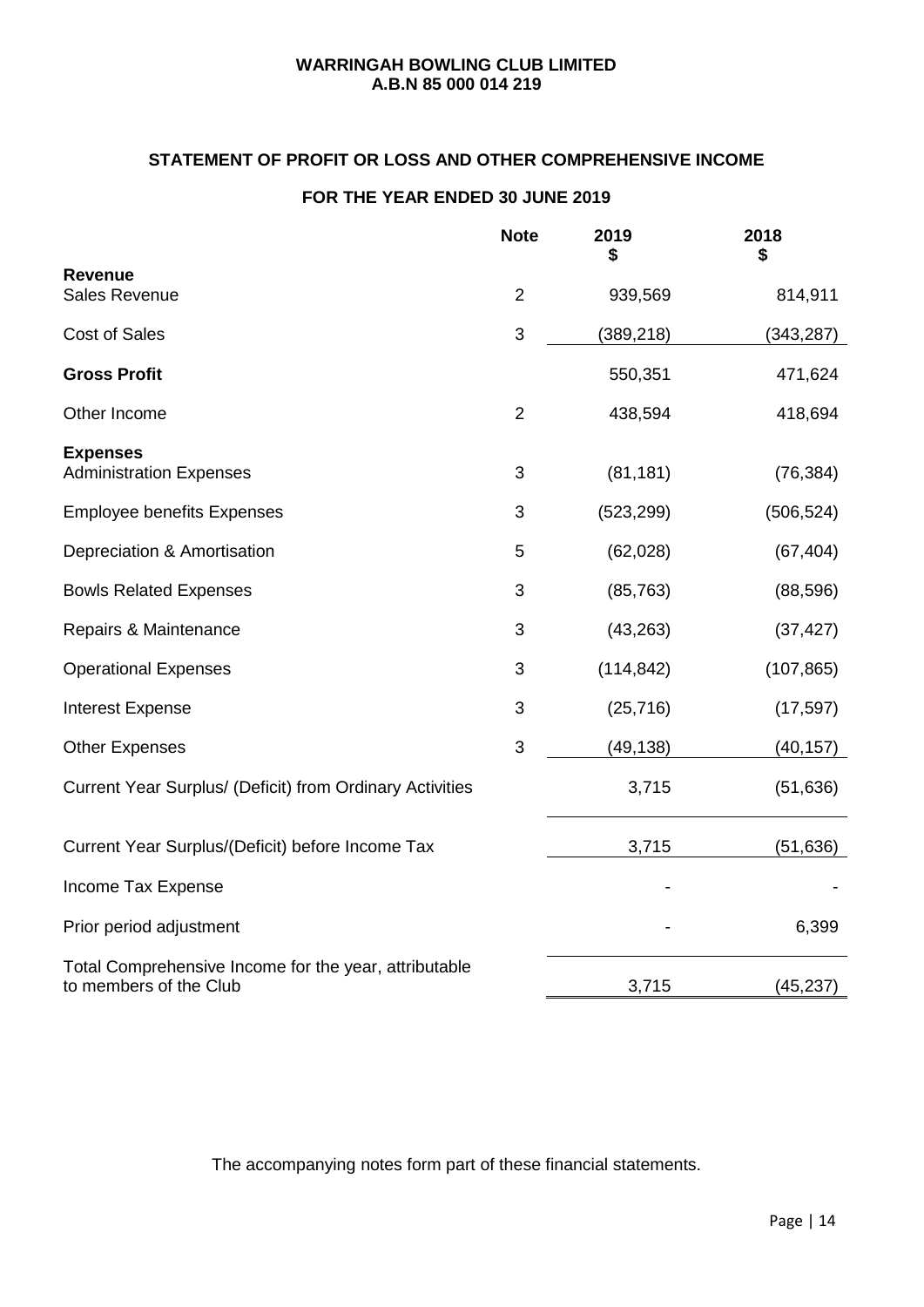**WARRINGAH BOWLING CLUB LIMITED**
**A.B.N 85 000 014 219**

## STATEMENT OF PROFIT OR LOSS AND OTHER COMPREHENSIVE INCOME

### FOR THE YEAR ENDED 30 JUNE 2019

| | Note | 2019 $ | 2018 $ |
|---|---|---|---|
| **Revenue** | | | |
| Sales Revenue | 2 | 939,569 | 814,911 |
| Cost of Sales | 3 | (389,218) | (343,287) |
| **Gross Profit** | | 550,351 | 471,624 |
| Other Income | 2 | 438,594 | 418,694 |
| **Expenses** | | | |
| Administration Expenses | 3 | (81,181) | (76,384) |
| Employee benefits Expenses | 3 | (523,299) | (506,524) |
| Depreciation & Amortisation | 5 | (62,028) | (67,404) |
| Bowls Related Expenses | 3 | (85,763) | (88,596) |
| Repairs & Maintenance | 3 | (43,263) | (37,427) |
| Operational Expenses | 3 | (114,842) | (107,865) |
| Interest Expense | 3 | (25,716) | (17,597) |
| Other Expenses | 3 | (49,138) | (40,157) |
| Current Year Surplus/ (Deficit) from Ordinary Activities | | 3,715 | (51,636) |
| Current Year Surplus/(Deficit) before Income Tax | | 3,715 | (51,636) |
| Income Tax Expense | | - | - |
| Prior period adjustment | | - | 6,399 |
| Total Comprehensive Income for the year, attributable to members of the Club | | 3,715 | (45,237) |

The accompanying notes form part of these financial statements.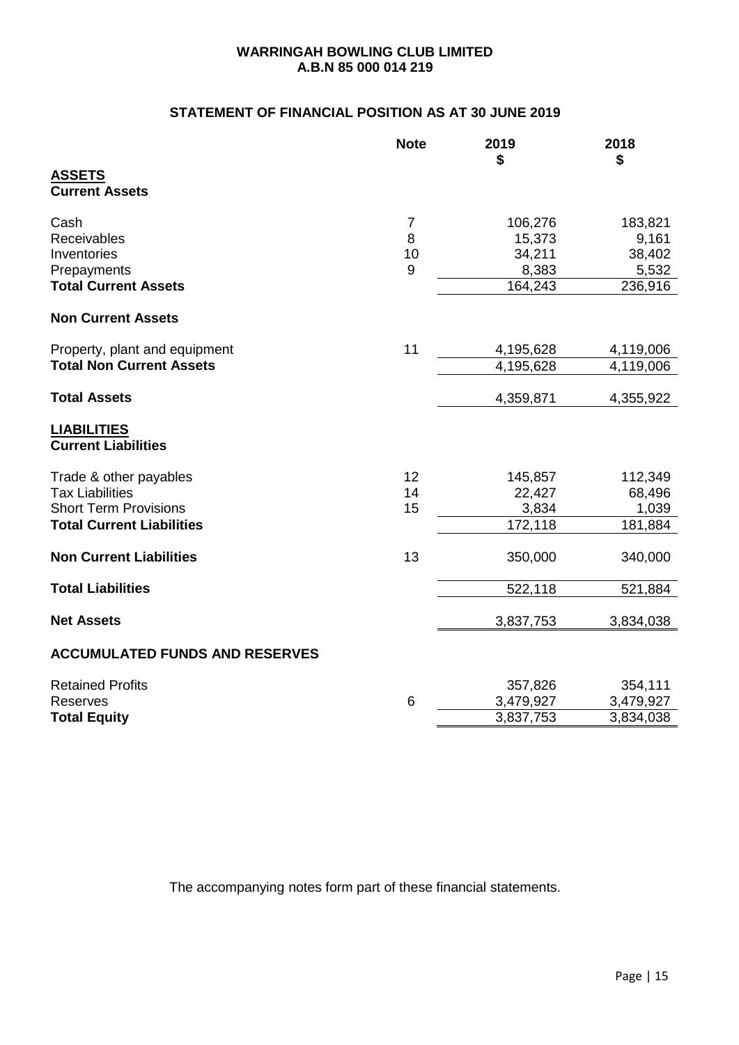**WARRINGAH BOWLING CLUB LIMITED**
**A.B.N 85 000 014 219**

## STATEMENT OF FINANCIAL POSITION AS AT 30 JUNE 2019

| | Note | 2019 $ | 2018 $ |
|---|---|---|---|
| **ASSETS** | | | |
| **Current Assets** | | | |
| Cash | 7 | 106,276 | 183,821 |
| Receivables | 8 | 15,373 | 9,161 |
| Inventories | 10 | 34,211 | 38,402 |
| Prepayments | 9 | 8,383 | 5,532 |
| **Total Current Assets** | | 164,243 | 236,916 |
| **Non Current Assets** | | | |
| Property, plant and equipment | 11 | 4,195,628 | 4,119,006 |
| **Total Non Current Assets** | | 4,195,628 | 4,119,006 |
| **Total Assets** | | 4,359,871 | 4,355,922 |
| **LIABILITIES** | | | |
| **Current Liabilities** | | | |
| Trade & other payables | 12 | 145,857 | 112,349 |
| Tax Liabilities | 14 | 22,427 | 68,496 |
| Short Term Provisions | 15 | 3,834 | 1,039 |
| **Total Current Liabilities** | | 172,118 | 181,884 |
| **Non Current Liabilities** | 13 | 350,000 | 340,000 |
| **Total Liabilities** | | 522,118 | 521,884 |
| **Net Assets** | | 3,837,753 | 3,834,038 |
| **ACCUMULATED FUNDS AND RESERVES** | | | |
| Retained Profits | | 357,826 | 354,111 |
| Reserves | 6 | 3,479,927 | 3,479,927 |
| **Total Equity** | | 3,837,753 | 3,834,038 |

The accompanying notes form part of these financial statements.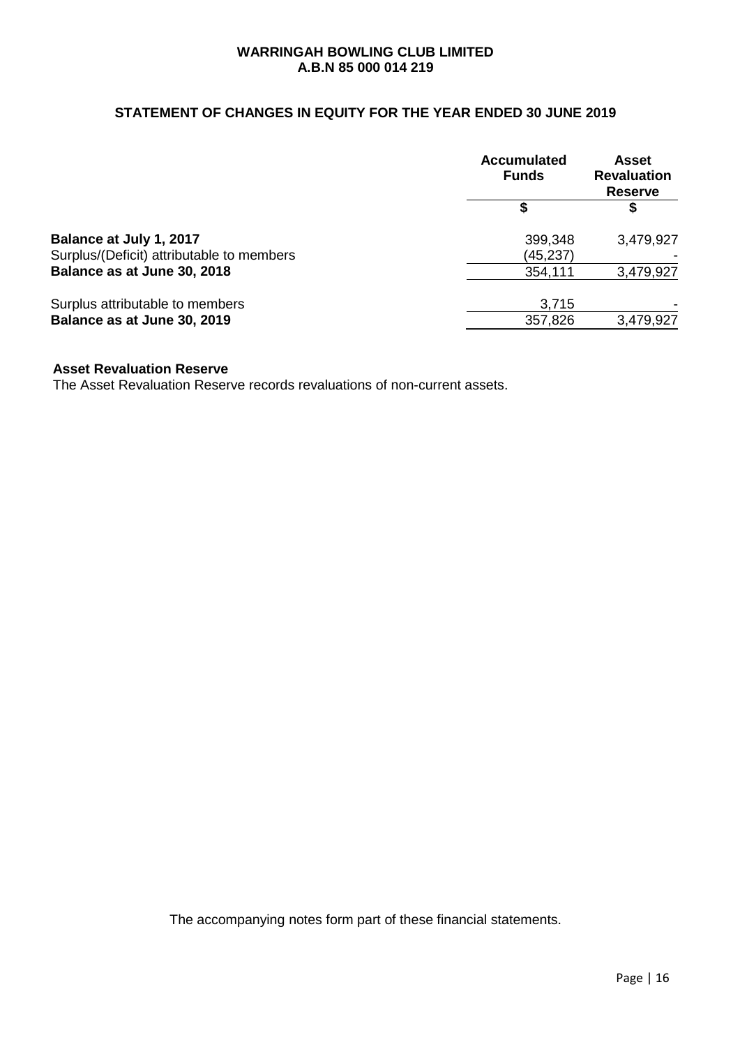**WARRINGAH BOWLING CLUB LIMITED**
**A.B.N 85 000 014 219**

## STATEMENT OF CHANGES IN EQUITY FOR THE YEAR ENDED 30 JUNE 2019

| | Accumulated Funds | Asset Revaluation Reserve |
|---|---|---|
| | $ | $ |
| **Balance at July 1, 2017** | 399,348 | 3,479,927 |
| Surplus/(Deficit) attributable to members | (45,237) | - |
| **Balance as at June 30, 2018** | 354,111 | 3,479,927 |
| Surplus attributable to members | 3,715 | - |
| **Balance as at June 30, 2019** | 357,826 | 3,479,927 |

**Asset Revaluation Reserve**

The Asset Revaluation Reserve records revaluations of non-current assets.

The accompanying notes form part of these financial statements.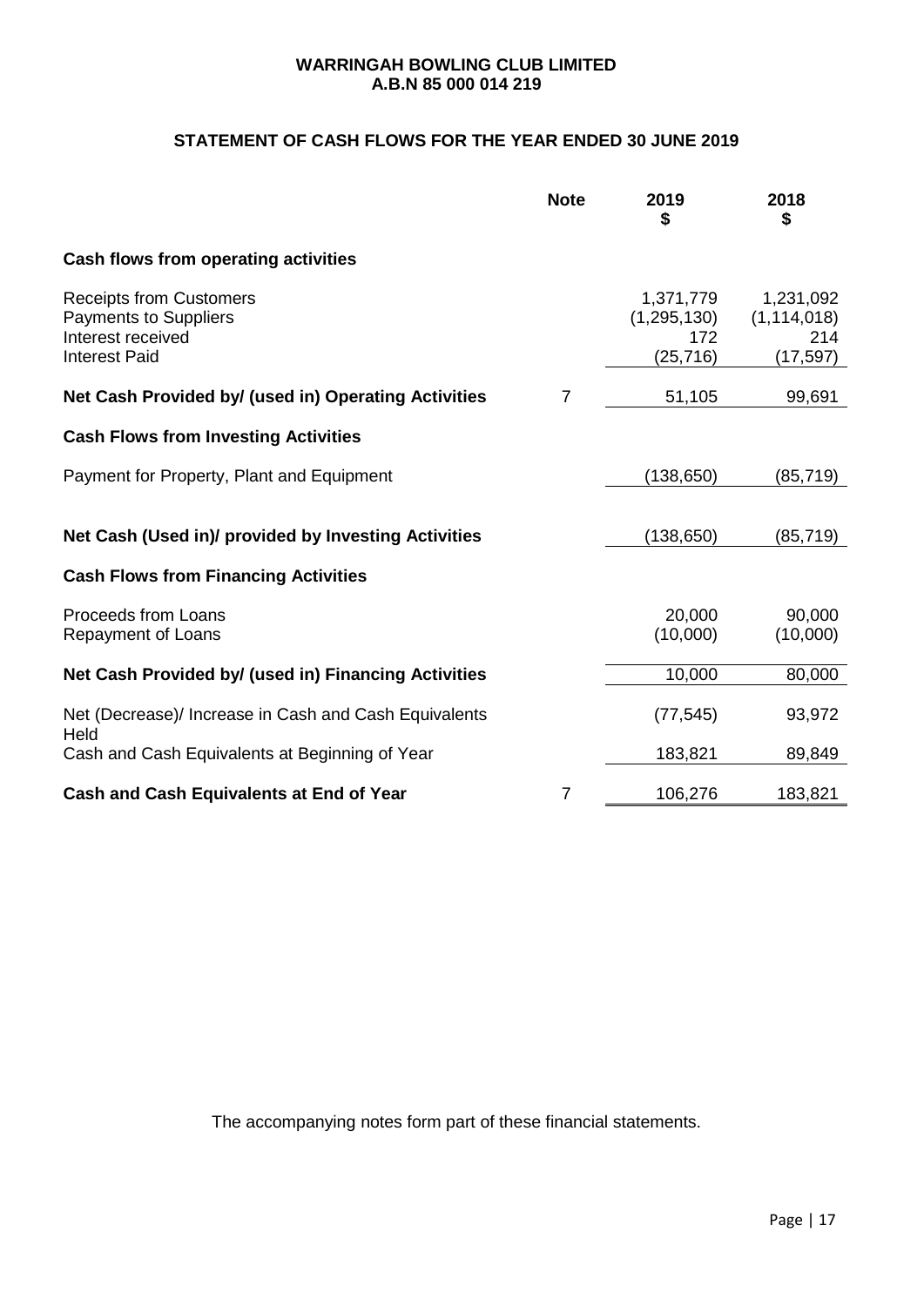**WARRINGAH BOWLING CLUB LIMITED**
**A.B.N 85 000 014 219**

## STATEMENT OF CASH FLOWS FOR THE YEAR ENDED 30 JUNE 2019

| | Note | 2019<br>$ | 2018<br>$ |
|---|---|---|---|
| **Cash flows from operating activities** | | | |
| Receipts from Customers | | 1,371,779 | 1,231,092 |
| Payments to Suppliers | | (1,295,130) | (1,114,018) |
| Interest received | | 172 | 214 |
| Interest Paid | | (25,716) | (17,597) |
| **Net Cash Provided by/ (used in) Operating Activities** | 7 | 51,105 | 99,691 |
| **Cash Flows from Investing Activities** | | | |
| Payment for Property, Plant and Equipment | | (138,650) | (85,719) |
| **Net Cash (Used in)/ provided by Investing Activities** | | (138,650) | (85,719) |
| **Cash Flows from Financing Activities** | | | |
| Proceeds from Loans | | 20,000 | 90,000 |
| Repayment of Loans | | (10,000) | (10,000) |
| **Net Cash Provided by/ (used in) Financing Activities** | | 10,000 | 80,000 |
| Net (Decrease)/ Increase in Cash and Cash Equivalents Held | | (77,545) | 93,972 |
| Cash and Cash Equivalents at Beginning of Year | | 183,821 | 89,849 |
| **Cash and Cash Equivalents at End of Year** | 7 | 106,276 | 183,821 |

The accompanying notes form part of these financial statements.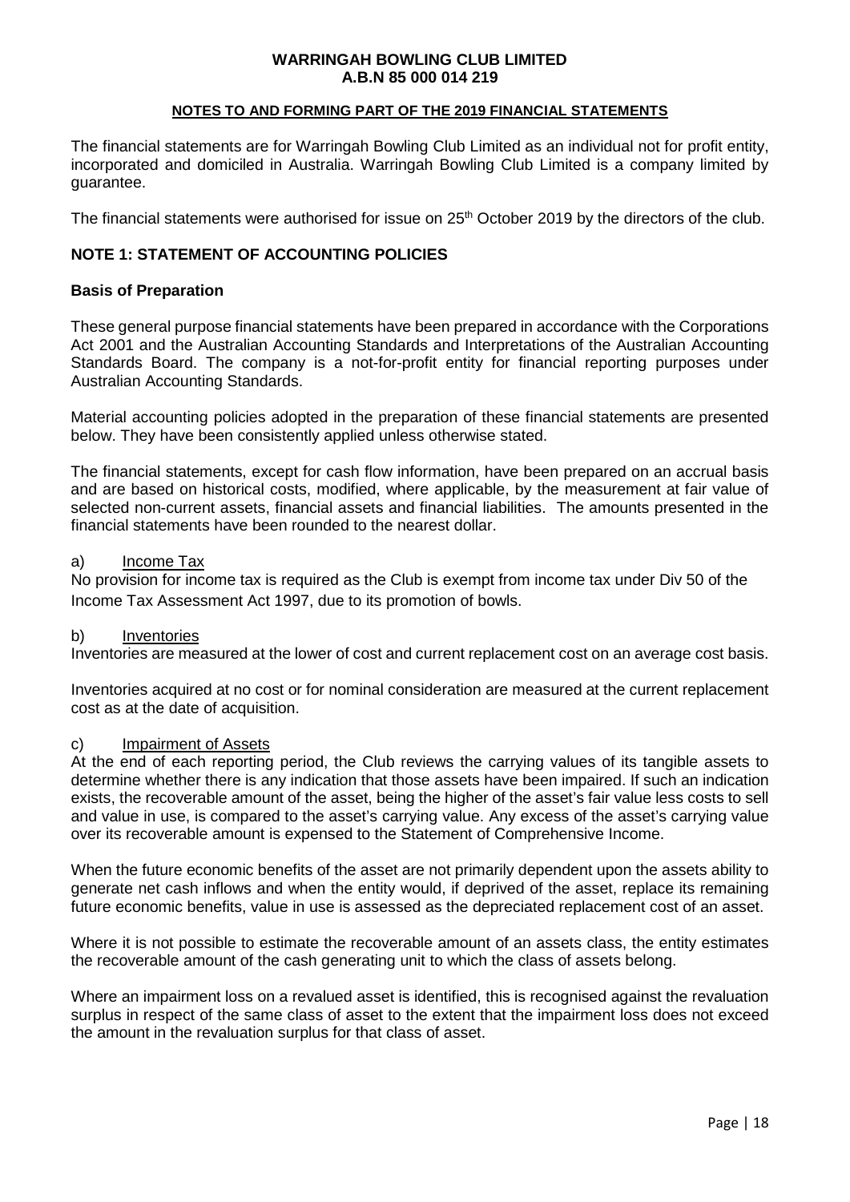**WARRINGAH BOWLING CLUB LIMITED**
**A.B.N 85 000 014 219**

**NOTES TO AND FORMING PART OF THE 2019 FINANCIAL STATEMENTS**

The financial statements are for Warringah Bowling Club Limited as an individual not for profit entity, incorporated and domiciled in Australia. Warringah Bowling Club Limited is a company limited by guarantee.

The financial statements were authorised for issue on 25th October 2019 by the directors of the club.

## NOTE 1: STATEMENT OF ACCOUNTING POLICIES

### Basis of Preparation

These general purpose financial statements have been prepared in accordance with the Corporations Act 2001 and the Australian Accounting Standards and Interpretations of the Australian Accounting Standards Board. The company is a not-for-profit entity for financial reporting purposes under Australian Accounting Standards.

Material accounting policies adopted in the preparation of these financial statements are presented below. They have been consistently applied unless otherwise stated.

The financial statements, except for cash flow information, have been prepared on an accrual basis and are based on historical costs, modified, where applicable, by the measurement at fair value of selected non-current assets, financial assets and financial liabilities. The amounts presented in the financial statements have been rounded to the nearest dollar.

a) Income Tax

No provision for income tax is required as the Club is exempt from income tax under Div 50 of the Income Tax Assessment Act 1997, due to its promotion of bowls.

b) Inventories

Inventories are measured at the lower of cost and current replacement cost on an average cost basis.

Inventories acquired at no cost or for nominal consideration are measured at the current replacement cost as at the date of acquisition.

c) Impairment of Assets

At the end of each reporting period, the Club reviews the carrying values of its tangible assets to determine whether there is any indication that those assets have been impaired. If such an indication exists, the recoverable amount of the asset, being the higher of the asset's fair value less costs to sell and value in use, is compared to the asset's carrying value. Any excess of the asset's carrying value over its recoverable amount is expensed to the Statement of Comprehensive Income.

When the future economic benefits of the asset are not primarily dependent upon the assets ability to generate net cash inflows and when the entity would, if deprived of the asset, replace its remaining future economic benefits, value in use is assessed as the depreciated replacement cost of an asset.

Where it is not possible to estimate the recoverable amount of an assets class, the entity estimates the recoverable amount of the cash generating unit to which the class of assets belong.

Where an impairment loss on a revalued asset is identified, this is recognised against the revaluation surplus in respect of the same class of asset to the extent that the impairment loss does not exceed the amount in the revaluation surplus for that class of asset.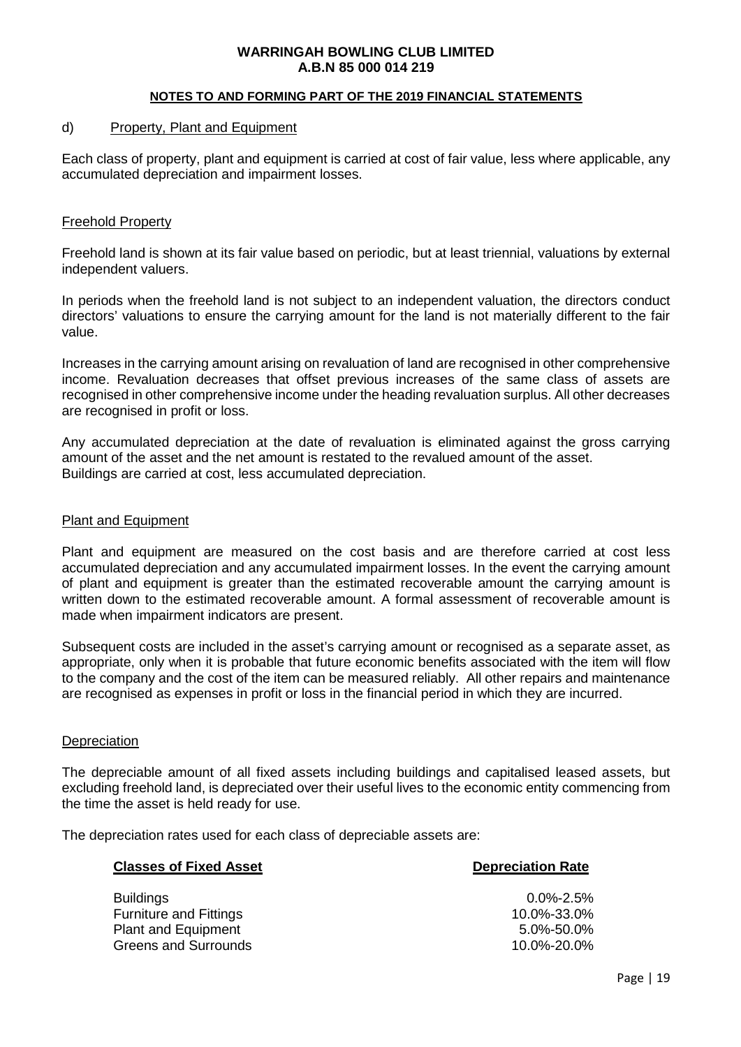## d) Property, Plant and Equipment

Each class of property, plant and equipment is carried at cost of fair value, less where applicable, any accumulated depreciation and impairment losses.

### Freehold Property

Freehold land is shown at its fair value based on periodic, but at least triennial, valuations by external independent valuers.

In periods when the freehold land is not subject to an independent valuation, the directors conduct directors' valuations to ensure the carrying amount for the land is not materially different to the fair value.

Increases in the carrying amount arising on revaluation of land are recognised in other comprehensive income. Revaluation decreases that offset previous increases of the same class of assets are recognised in other comprehensive income under the heading revaluation surplus. All other decreases are recognised in profit or loss.

Any accumulated depreciation at the date of revaluation is eliminated against the gross carrying amount of the asset and the net amount is restated to the revalued amount of the asset.
Buildings are carried at cost, less accumulated depreciation.

### Plant and Equipment

Plant and equipment are measured on the cost basis and are therefore carried at cost less accumulated depreciation and any accumulated impairment losses. In the event the carrying amount of plant and equipment is greater than the estimated recoverable amount the carrying amount is written down to the estimated recoverable amount. A formal assessment of recoverable amount is made when impairment indicators are present.

Subsequent costs are included in the asset's carrying amount or recognised as a separate asset, as appropriate, only when it is probable that future economic benefits associated with the item will flow to the company and the cost of the item can be measured reliably. All other repairs and maintenance are recognised as expenses in profit or loss in the financial period in which they are incurred.

### Depreciation

The depreciable amount of all fixed assets including buildings and capitalised leased assets, but excluding freehold land, is depreciated over their useful lives to the economic entity commencing from the time the asset is held ready for use.

The depreciation rates used for each class of depreciable assets are:

| Classes of Fixed Asset | Depreciation Rate |
|---|---|
| Buildings | 0.0%-2.5% |
| Furniture and Fittings | 10.0%-33.0% |
| Plant and Equipment | 5.0%-50.0% |
| Greens and Surrounds | 10.0%-20.0% |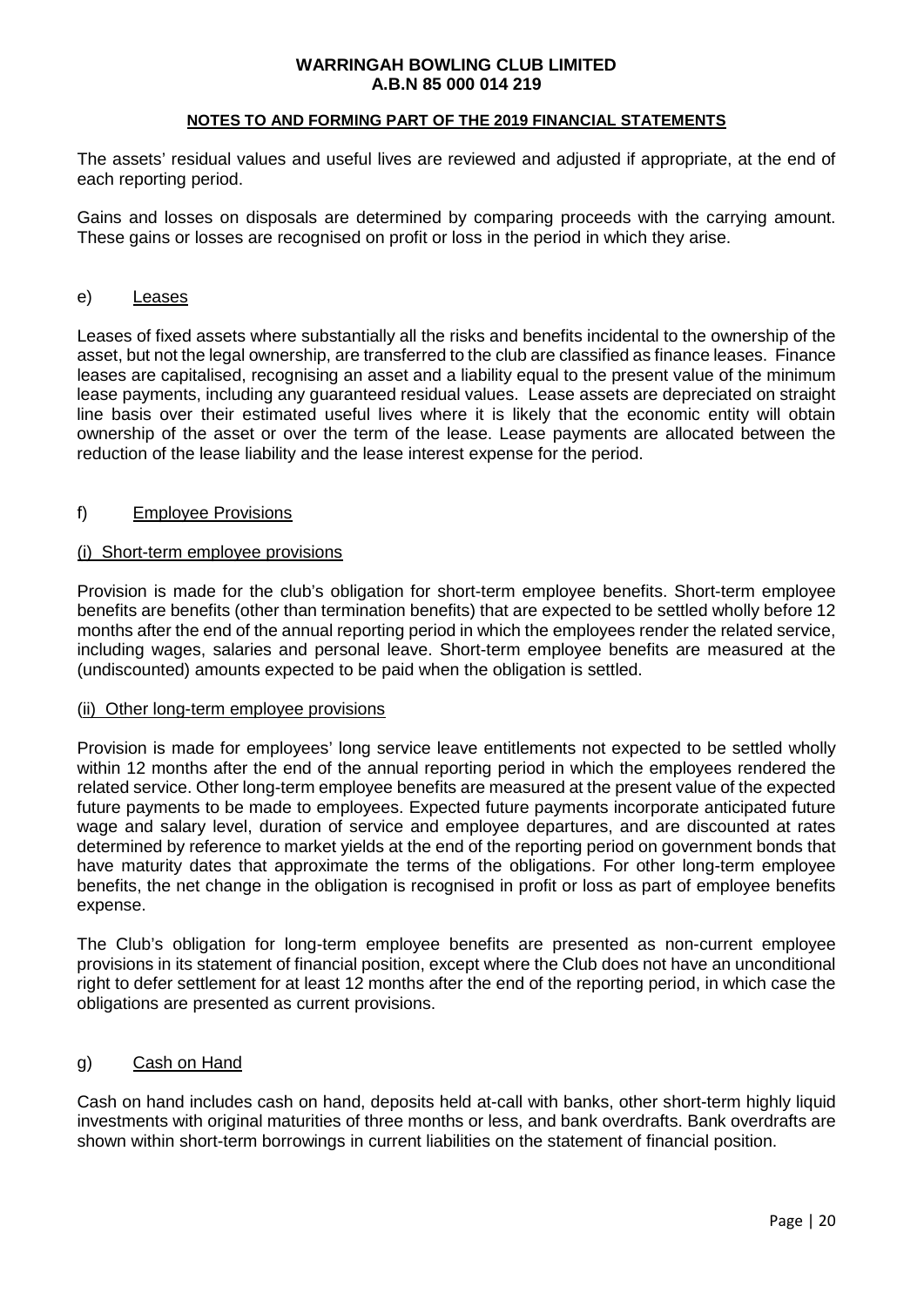The assets' residual values and useful lives are reviewed and adjusted if appropriate, at the end of each reporting period.

Gains and losses on disposals are determined by comparing proceeds with the carrying amount. These gains or losses are recognised on profit or loss in the period in which they arise.

## e) Leases

Leases of fixed assets where substantially all the risks and benefits incidental to the ownership of the asset, but not the legal ownership, are transferred to the club are classified as finance leases. Finance leases are capitalised, recognising an asset and a liability equal to the present value of the minimum lease payments, including any guaranteed residual values. Lease assets are depreciated on straight line basis over their estimated useful lives where it is likely that the economic entity will obtain ownership of the asset or over the term of the lease. Lease payments are allocated between the reduction of the lease liability and the lease interest expense for the period.

## f) Employee Provisions

### (i) Short-term employee provisions

Provision is made for the club's obligation for short-term employee benefits. Short-term employee benefits are benefits (other than termination benefits) that are expected to be settled wholly before 12 months after the end of the annual reporting period in which the employees render the related service, including wages, salaries and personal leave. Short-term employee benefits are measured at the (undiscounted) amounts expected to be paid when the obligation is settled.

### (ii) Other long-term employee provisions

Provision is made for employees' long service leave entitlements not expected to be settled wholly within 12 months after the end of the annual reporting period in which the employees rendered the related service. Other long-term employee benefits are measured at the present value of the expected future payments to be made to employees. Expected future payments incorporate anticipated future wage and salary level, duration of service and employee departures, and are discounted at rates determined by reference to market yields at the end of the reporting period on government bonds that have maturity dates that approximate the terms of the obligations. For other long-term employee benefits, the net change in the obligation is recognised in profit or loss as part of employee benefits expense.

The Club's obligation for long-term employee benefits are presented as non-current employee provisions in its statement of financial position, except where the Club does not have an unconditional right to defer settlement for at least 12 months after the end of the reporting period, in which case the obligations are presented as current provisions.

## g) Cash on Hand

Cash on hand includes cash on hand, deposits held at-call with banks, other short-term highly liquid investments with original maturities of three months or less, and bank overdrafts. Bank overdrafts are shown within short-term borrowings in current liabilities on the statement of financial position.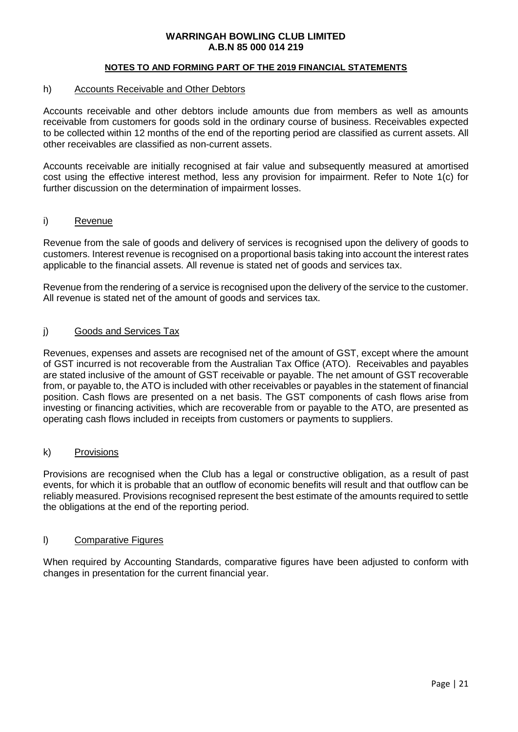**WARRINGAH BOWLING CLUB LIMITED**
**A.B.N 85 000 014 219**

**NOTES TO AND FORMING PART OF THE 2019 FINANCIAL STATEMENTS**

h) Accounts Receivable and Other Debtors

Accounts receivable and other debtors include amounts due from members as well as amounts receivable from customers for goods sold in the ordinary course of business. Receivables expected to be collected within 12 months of the end of the reporting period are classified as current assets. All other receivables are classified as non-current assets.

Accounts receivable are initially recognised at fair value and subsequently measured at amortised cost using the effective interest method, less any provision for impairment. Refer to Note 1(c) for further discussion on the determination of impairment losses.

i) Revenue

Revenue from the sale of goods and delivery of services is recognised upon the delivery of goods to customers. Interest revenue is recognised on a proportional basis taking into account the interest rates applicable to the financial assets. All revenue is stated net of goods and services tax.

Revenue from the rendering of a service is recognised upon the delivery of the service to the customer. All revenue is stated net of the amount of goods and services tax.

j) Goods and Services Tax

Revenues, expenses and assets are recognised net of the amount of GST, except where the amount of GST incurred is not recoverable from the Australian Tax Office (ATO). Receivables and payables are stated inclusive of the amount of GST receivable or payable. The net amount of GST recoverable from, or payable to, the ATO is included with other receivables or payables in the statement of financial position. Cash flows are presented on a net basis. The GST components of cash flows arise from investing or financing activities, which are recoverable from or payable to the ATO, are presented as operating cash flows included in receipts from customers or payments to suppliers.

k) Provisions

Provisions are recognised when the Club has a legal or constructive obligation, as a result of past events, for which it is probable that an outflow of economic benefits will result and that outflow can be reliably measured. Provisions recognised represent the best estimate of the amounts required to settle the obligations at the end of the reporting period.

l) Comparative Figures

When required by Accounting Standards, comparative figures have been adjusted to conform with changes in presentation for the current financial year.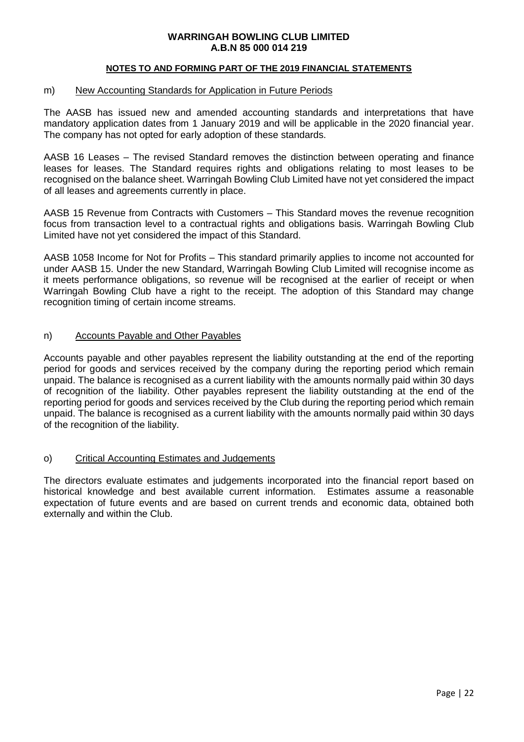**WARRINGAH BOWLING CLUB LIMITED**
**A.B.N 85 000 014 219**

**NOTES TO AND FORMING PART OF THE 2019 FINANCIAL STATEMENTS**

m) New Accounting Standards for Application in Future Periods

The AASB has issued new and amended accounting standards and interpretations that have mandatory application dates from 1 January 2019 and will be applicable in the 2020 financial year. The company has not opted for early adoption of these standards.

AASB 16 Leases – The revised Standard removes the distinction between operating and finance leases for leases. The Standard requires rights and obligations relating to most leases to be recognised on the balance sheet. Warringah Bowling Club Limited have not yet considered the impact of all leases and agreements currently in place.

AASB 15 Revenue from Contracts with Customers – This Standard moves the revenue recognition focus from transaction level to a contractual rights and obligations basis. Warringah Bowling Club Limited have not yet considered the impact of this Standard.

AASB 1058 Income for Not for Profits – This standard primarily applies to income not accounted for under AASB 15. Under the new Standard, Warringah Bowling Club Limited will recognise income as it meets performance obligations, so revenue will be recognised at the earlier of receipt or when Warringah Bowling Club have a right to the receipt. The adoption of this Standard may change recognition timing of certain income streams.

n) Accounts Payable and Other Payables

Accounts payable and other payables represent the liability outstanding at the end of the reporting period for goods and services received by the company during the reporting period which remain unpaid. The balance is recognised as a current liability with the amounts normally paid within 30 days of recognition of the liability. Other payables represent the liability outstanding at the end of the reporting period for goods and services received by the Club during the reporting period which remain unpaid. The balance is recognised as a current liability with the amounts normally paid within 30 days of the recognition of the liability.

o) Critical Accounting Estimates and Judgements

The directors evaluate estimates and judgements incorporated into the financial report based on historical knowledge and best available current information. Estimates assume a reasonable expectation of future events and are based on current trends and economic data, obtained both externally and within the Club.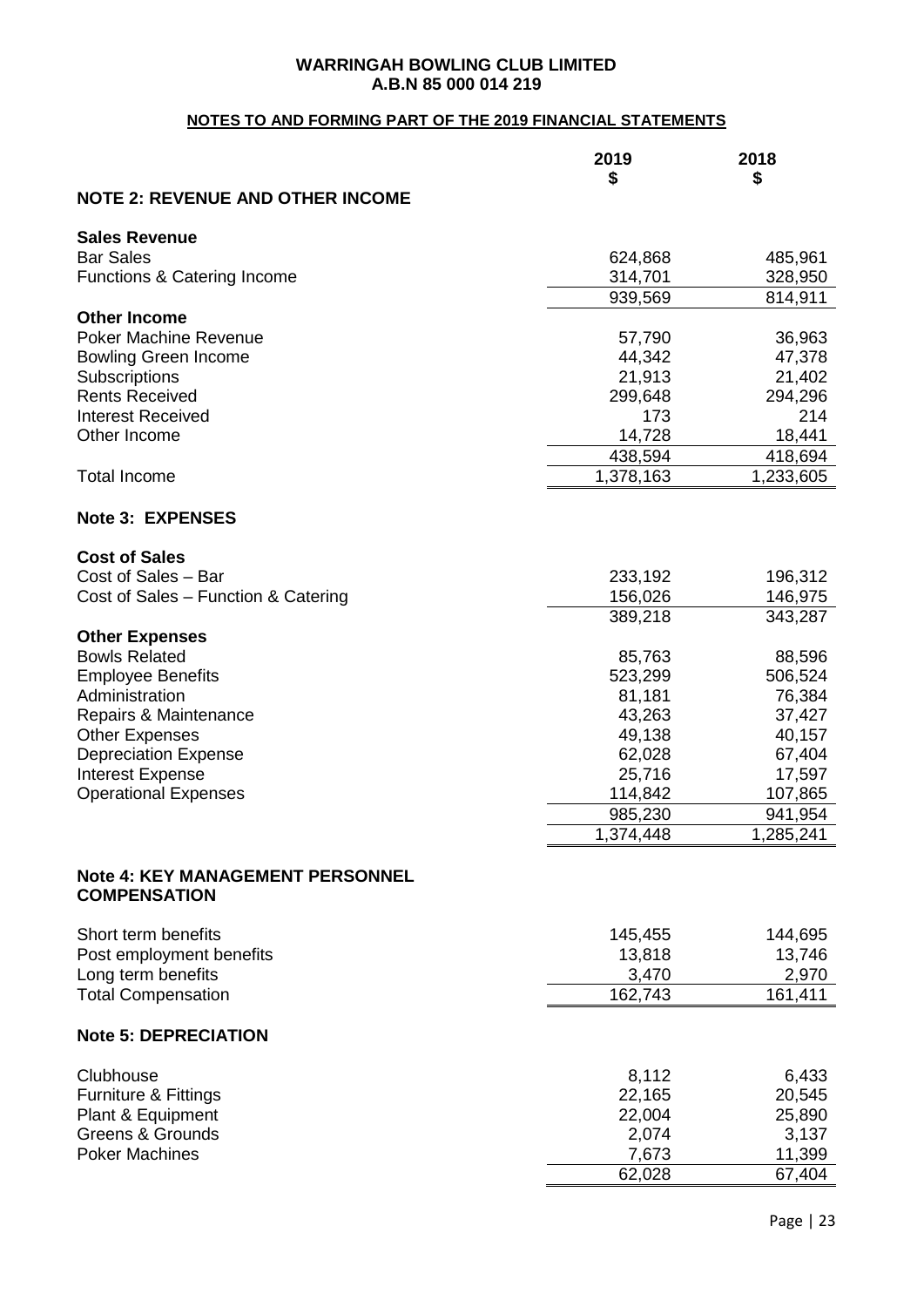**WARRINGAH BOWLING CLUB LIMITED**
**A.B.N 85 000 014 219**

**NOTES TO AND FORMING PART OF THE 2019 FINANCIAL STATEMENTS**

| | 2019 $ | 2018 $ |
|---|---|---|
| **NOTE 2: REVENUE AND OTHER INCOME** | | |
| **Sales Revenue** | | |
| Bar Sales | 624,868 | 485,961 |
| Functions & Catering Income | 314,701 | 328,950 |
| | 939,569 | 814,911 |
| **Other Income** | | |
| Poker Machine Revenue | 57,790 | 36,963 |
| Bowling Green Income | 44,342 | 47,378 |
| Subscriptions | 21,913 | 21,402 |
| Rents Received | 299,648 | 294,296 |
| Interest Received | 173 | 214 |
| Other Income | 14,728 | 18,441 |
| | 438,594 | 418,694 |
| Total Income | 1,378,163 | 1,233,605 |

## Note 3: EXPENSES

| | 2019 $ | 2018 $ |
|---|---|---|
| **Cost of Sales** | | |
| Cost of Sales – Bar | 233,192 | 196,312 |
| Cost of Sales – Function & Catering | 156,026 | 146,975 |
| | 389,218 | 343,287 |
| **Other Expenses** | | |
| Bowls Related | 85,763 | 88,596 |
| Employee Benefits | 523,299 | 506,524 |
| Administration | 81,181 | 76,384 |
| Repairs & Maintenance | 43,263 | 37,427 |
| Other Expenses | 49,138 | 40,157 |
| Depreciation Expense | 62,028 | 67,404 |
| Interest Expense | 25,716 | 17,597 |
| Operational Expenses | 114,842 | 107,865 |
| | 985,230 | 941,954 |
| | 1,374,448 | 1,285,241 |

## Note 4: KEY MANAGEMENT PERSONNEL COMPENSATION

| | 2019 $ | 2018 $ |
|---|---|---|
| Short term benefits | 145,455 | 144,695 |
| Post employment benefits | 13,818 | 13,746 |
| Long term benefits | 3,470 | 2,970 |
| Total Compensation | 162,743 | 161,411 |

## Note 5: DEPRECIATION

| | 2019 $ | 2018 $ |
|---|---|---|
| Clubhouse | 8,112 | 6,433 |
| Furniture & Fittings | 22,165 | 20,545 |
| Plant & Equipment | 22,004 | 25,890 |
| Greens & Grounds | 2,074 | 3,137 |
| Poker Machines | 7,673 | 11,399 |
| | 62,028 | 67,404 |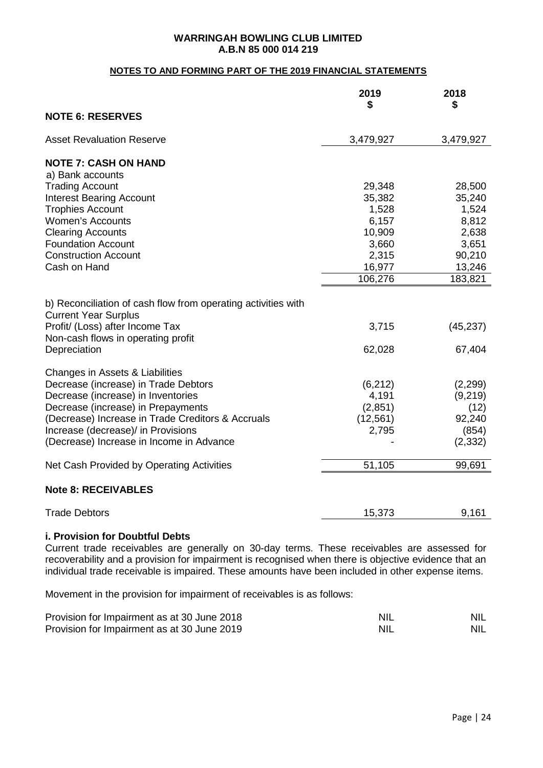# WARRINGAH BOWLING CLUB LIMITED
## A.B.N 85 000 014 219

### NOTES TO AND FORMING PART OF THE 2019 FINANCIAL STATEMENTS

| | 2019<br>$ | 2018<br>$ |
|---|---|---|
| **NOTE 6: RESERVES** | | |
| Asset Revaluation Reserve | 3,479,927 | 3,479,927 |
| **NOTE 7: CASH ON HAND** | | |
| a) Bank accounts | | |
| Trading Account | 29,348 | 28,500 |
| Interest Bearing Account | 35,382 | 35,240 |
| Trophies Account | 1,528 | 1,524 |
| Women's Accounts | 6,157 | 8,812 |
| Clearing Accounts | 10,909 | 2,638 |
| Foundation Account | 3,660 | 3,651 |
| Construction Account | 2,315 | 90,210 |
| Cash on Hand | 16,977 | 13,246 |
| | 106,276 | 183,821 |
| b) Reconciliation of cash flow from operating activities with Current Year Surplus | | |
| Profit/ (Loss) after Income Tax | 3,715 | (45,237) |
| Non-cash flows in operating profit | | |
| Depreciation | 62,028 | 67,404 |
| Changes in Assets & Liabilities | | |
| Decrease (increase) in Trade Debtors | (6,212) | (2,299) |
| Decrease (increase) in Inventories | 4,191 | (9,219) |
| Decrease (increase) in Prepayments | (2,851) | (12) |
| (Decrease) Increase in Trade Creditors & Accruals | (12,561) | 92,240 |
| Increase (decrease)/ in Provisions | 2,795 | (854) |
| (Decrease) Increase in Income in Advance | - | (2,332) |
| Net Cash Provided by Operating Activities | 51,105 | 99,691 |
| **Note 8: RECEIVABLES** | | |
| Trade Debtors | 15,373 | 9,161 |

**i. Provision for Doubtful Debts**

Current trade receivables are generally on 30-day terms. These receivables are assessed for recoverability and a provision for impairment is recognised when there is objective evidence that an individual trade receivable is impaired. These amounts have been included in other expense items.

Movement in the provision for impairment of receivables is as follows:

| | | |
|---|---|---|
| Provision for Impairment as at 30 June 2018 | NIL | NIL |
| Provision for Impairment as at 30 June 2019 | NIL | NIL |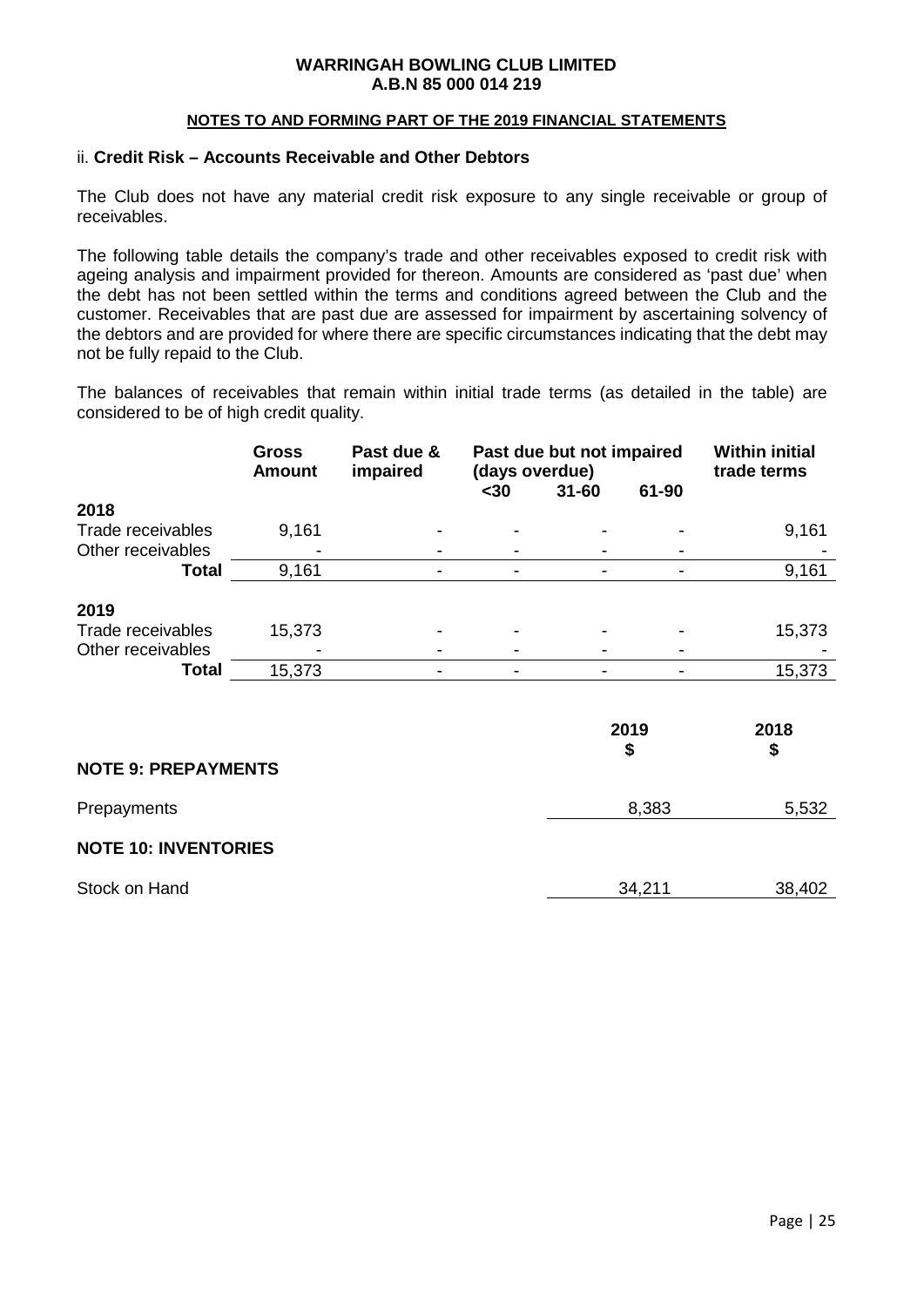**WARRINGAH BOWLING CLUB LIMITED**
**A.B.N 85 000 014 219**

**NOTES TO AND FORMING PART OF THE 2019 FINANCIAL STATEMENTS**

ii. **Credit Risk – Accounts Receivable and Other Debtors**

The Club does not have any material credit risk exposure to any single receivable or group of receivables.

The following table details the company's trade and other receivables exposed to credit risk with ageing analysis and impairment provided for thereon. Amounts are considered as 'past due' when the debt has not been settled within the terms and conditions agreed between the Club and the customer. Receivables that are past due are assessed for impairment by ascertaining solvency of the debtors and are provided for where there are specific circumstances indicating that the debt may not be fully repaid to the Club.

The balances of receivables that remain within initial trade terms (as detailed in the table) are considered to be of high credit quality.

| | Gross Amount | Past due & impaired | Past due but not impaired (days overdue) | | | Within initial trade terms |
|---|---|---|---|---|---|---|
| | | | <30 | 31-60 | 61-90 | |
| **2018** | | | | | | |
| Trade receivables | 9,161 | - | - | - | - | 9,161 |
| Other receivables | - | - | - | - | - | - |
| **Total** | 9,161 | - | - | - | - | 9,161 |
| **2019** | | | | | | |
| Trade receivables | 15,373 | - | - | - | - | 15,373 |
| Other receivables | - | - | - | - | - | - |
| **Total** | 15,373 | - | - | - | - | 15,373 |

| | 2019 $ | 2018 $ |
|---|---|---|
| **NOTE 9: PREPAYMENTS** | | |
| Prepayments | 8,383 | 5,532 |
| **NOTE 10: INVENTORIES** | | |
| Stock on Hand | 34,211 | 38,402 |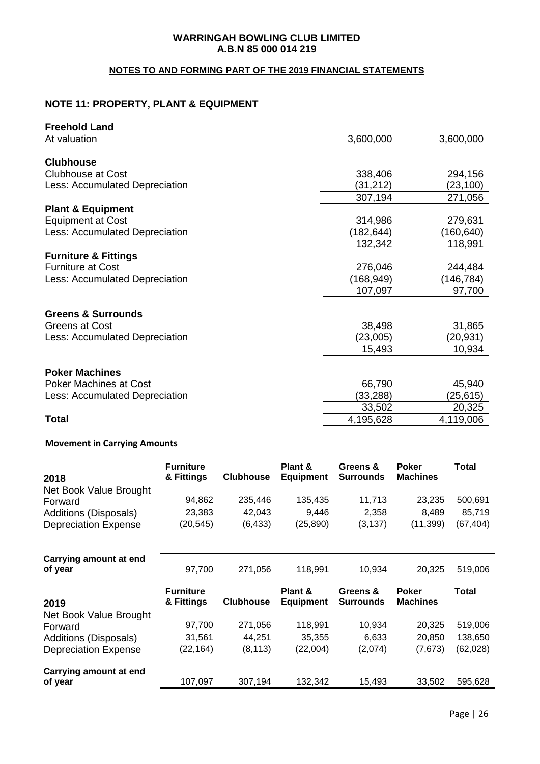**WARRINGAH BOWLING CLUB LIMITED**
**A.B.N 85 000 014 219**

**NOTES TO AND FORMING PART OF THE 2019 FINANCIAL STATEMENTS**

## NOTE 11: PROPERTY, PLANT & EQUIPMENT

| | | |
|---|---:|---:|
| **Freehold Land** | | |
| At valuation | 3,600,000 | 3,600,000 |
| **Clubhouse** | | |
| Clubhouse at Cost | 338,406 | 294,156 |
| Less: Accumulated Depreciation | (31,212) | (23,100) |
| | 307,194 | 271,056 |
| **Plant & Equipment** | | |
| Equipment at Cost | 314,986 | 279,631 |
| Less: Accumulated Depreciation | (182,644) | (160,640) |
| | 132,342 | 118,991 |
| **Furniture & Fittings** | | |
| Furniture at Cost | 276,046 | 244,484 |
| Less: Accumulated Depreciation | (168,949) | (146,784) |
| | 107,097 | 97,700 |
| **Greens & Surrounds** | | |
| Greens at Cost | 38,498 | 31,865 |
| Less: Accumulated Depreciation | (23,005) | (20,931) |
| | 15,493 | 10,934 |
| **Poker Machines** | | |
| Poker Machines at Cost | 66,790 | 45,940 |
| Less: Accumulated Depreciation | (33,288) | (25,615) |
| | 33,502 | 20,325 |
| **Total** | 4,195,628 | 4,119,006 |

**Movement in Carrying Amounts**

| 2018 | Furniture & Fittings | Clubhouse | Plant & Equipment | Greens & Surrounds | Poker Machines | Total |
|---|---:|---:|---:|---:|---:|---:|
| Net Book Value Brought Forward | 94,862 | 235,446 | 135,435 | 11,713 | 23,235 | 500,691 |
| Additions (Disposals) | 23,383 | 42,043 | 9,446 | 2,358 | 8,489 | 85,719 |
| Depreciation Expense | (20,545) | (6,433) | (25,890) | (3,137) | (11,399) | (67,404) |
| **Carrying amount at end of year** | 97,700 | 271,056 | 118,991 | 10,934 | 20,325 | 519,006 |

| 2019 | Furniture & Fittings | Clubhouse | Plant & Equipment | Greens & Surrounds | Poker Machines | Total |
|---|---:|---:|---:|---:|---:|---:|
| Net Book Value Brought Forward | 97,700 | 271,056 | 118,991 | 10,934 | 20,325 | 519,006 |
| Additions (Disposals) | 31,561 | 44,251 | 35,355 | 6,633 | 20,850 | 138,650 |
| Depreciation Expense | (22,164) | (8,113) | (22,004) | (2,074) | (7,673) | (62,028) |
| **Carrying amount at end of year** | 107,097 | 307,194 | 132,342 | 15,493 | 33,502 | 595,628 |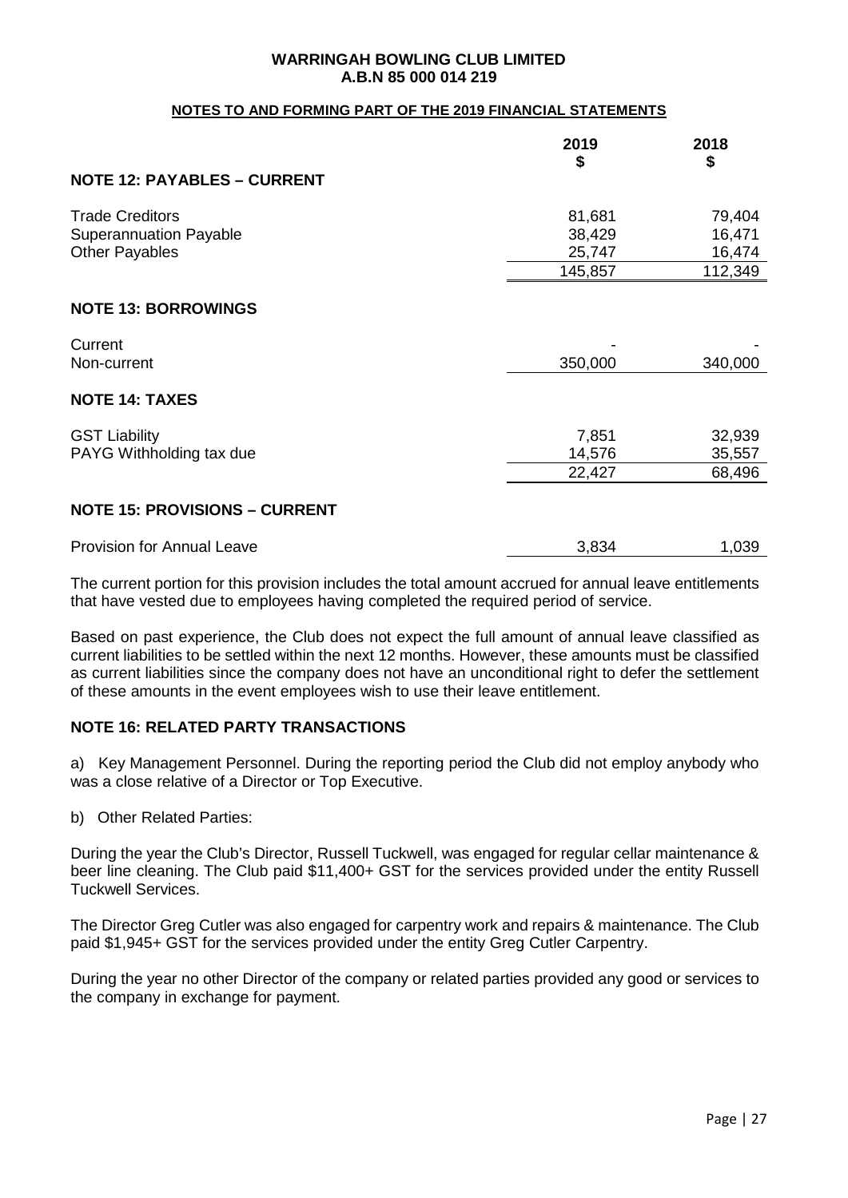**WARRINGAH BOWLING CLUB LIMITED**
**A.B.N 85 000 014 219**

**NOTES TO AND FORMING PART OF THE 2019 FINANCIAL STATEMENTS**

| | 2019<br>$ | 2018<br>$ |
|---|---|---|
| **NOTE 12: PAYABLES – CURRENT** | | |
| Trade Creditors | 81,681 | 79,404 |
| Superannuation Payable | 38,429 | 16,471 |
| Other Payables | 25,747 | 16,474 |
| | 145,857 | 112,349 |
| **NOTE 13: BORROWINGS** | | |
| Current | - | - |
| Non-current | 350,000 | 340,000 |
| **NOTE 14: TAXES** | | |
| GST Liability | 7,851 | 32,939 |
| PAYG Withholding tax due | 14,576 | 35,557 |
| | 22,427 | 68,496 |
| **NOTE 15: PROVISIONS – CURRENT** | | |
| Provision for Annual Leave | 3,834 | 1,039 |

The current portion for this provision includes the total amount accrued for annual leave entitlements that have vested due to employees having completed the required period of service.

Based on past experience, the Club does not expect the full amount of annual leave classified as current liabilities to be settled within the next 12 months. However, these amounts must be classified as current liabilities since the company does not have an unconditional right to defer the settlement of these amounts in the event employees wish to use their leave entitlement.

**NOTE 16: RELATED PARTY TRANSACTIONS**

a) Key Management Personnel. During the reporting period the Club did not employ anybody who was a close relative of a Director or Top Executive.

b) Other Related Parties:

During the year the Club's Director, Russell Tuckwell, was engaged for regular cellar maintenance & beer line cleaning. The Club paid $11,400+ GST for the services provided under the entity Russell Tuckwell Services.

The Director Greg Cutler was also engaged for carpentry work and repairs & maintenance. The Club paid $1,945+ GST for the services provided under the entity Greg Cutler Carpentry.

During the year no other Director of the company or related parties provided any good or services to the company in exchange for payment.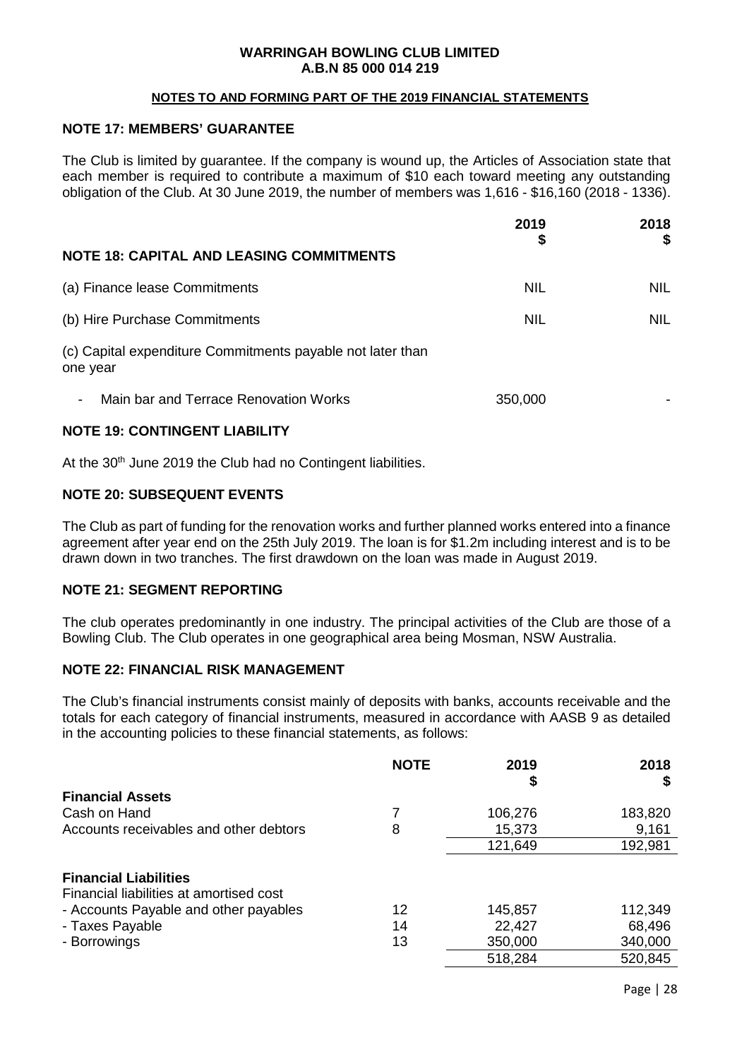**WARRINGAH BOWLING CLUB LIMITED**
**A.B.N 85 000 014 219**

**NOTES TO AND FORMING PART OF THE 2019 FINANCIAL STATEMENTS**

## NOTE 17: MEMBERS' GUARANTEE

The Club is limited by guarantee. If the company is wound up, the Articles of Association state that each member is required to contribute a maximum of $10 each toward meeting any outstanding obligation of the Club. At 30 June 2019, the number of members was 1,616 - $16,160 (2018 - 1336).

## NOTE 18: CAPITAL AND LEASING COMMITMENTS

| | 2019 $ | 2018 $ |
|---|---|---|
| (a) Finance lease Commitments | NIL | NIL |
| (b) Hire Purchase Commitments | NIL | NIL |
| (c) Capital expenditure Commitments payable not later than one year | | |
| - Main bar and Terrace Renovation Works | 350,000 | - |

## NOTE 19: CONTINGENT LIABILITY

At the 30th June 2019 the Club had no Contingent liabilities.

## NOTE 20: SUBSEQUENT EVENTS

The Club as part of funding for the renovation works and further planned works entered into a finance agreement after year end on the 25th July 2019. The loan is for $1.2m including interest and is to be drawn down in two tranches. The first drawdown on the loan was made in August 2019.

## NOTE 21: SEGMENT REPORTING

The club operates predominantly in one industry. The principal activities of the Club are those of a Bowling Club. The Club operates in one geographical area being Mosman, NSW Australia.

## NOTE 22: FINANCIAL RISK MANAGEMENT

The Club's financial instruments consist mainly of deposits with banks, accounts receivable and the totals for each category of financial instruments, measured in accordance with AASB 9 as detailed in the accounting policies to these financial statements, as follows:

| | NOTE | 2019 $ | 2018 $ |
|---|---|---|---|
| **Financial Assets** | | | |
| Cash on Hand | 7 | 106,276 | 183,820 |
| Accounts receivables and other debtors | 8 | 15,373 | 9,161 |
| | | 121,649 | 192,981 |
| **Financial Liabilities** | | | |
| Financial liabilities at amortised cost | | | |
| - Accounts Payable and other payables | 12 | 145,857 | 112,349 |
| - Taxes Payable | 14 | 22,427 | 68,496 |
| - Borrowings | 13 | 350,000 | 340,000 |
| | | 518,284 | 520,845 |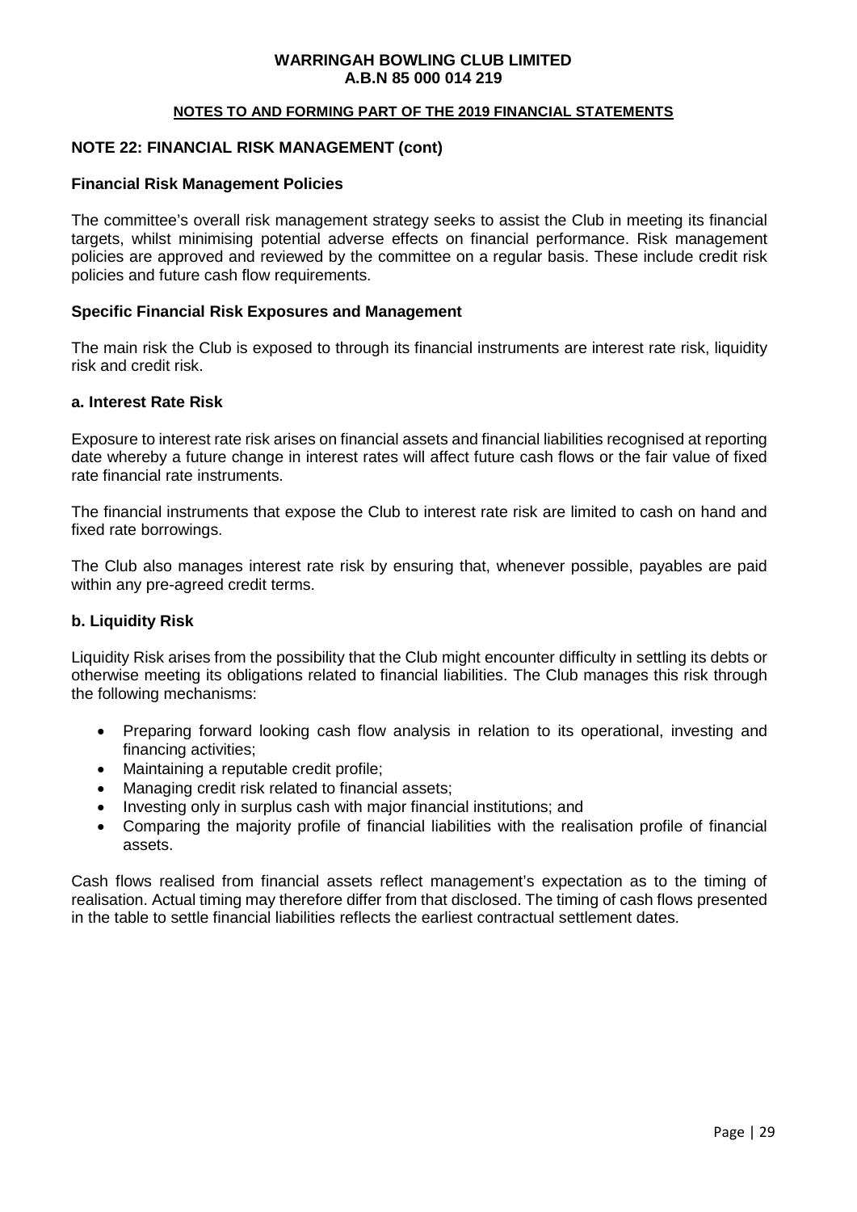## NOTE 22: FINANCIAL RISK MANAGEMENT (cont)

### Financial Risk Management Policies

The committee's overall risk management strategy seeks to assist the Club in meeting its financial targets, whilst minimising potential adverse effects on financial performance. Risk management policies are approved and reviewed by the committee on a regular basis. These include credit risk policies and future cash flow requirements.

### Specific Financial Risk Exposures and Management

The main risk the Club is exposed to through its financial instruments are interest rate risk, liquidity risk and credit risk.

#### a. Interest Rate Risk

Exposure to interest rate risk arises on financial assets and financial liabilities recognised at reporting date whereby a future change in interest rates will affect future cash flows or the fair value of fixed rate financial rate instruments.

The financial instruments that expose the Club to interest rate risk are limited to cash on hand and fixed rate borrowings.

The Club also manages interest rate risk by ensuring that, whenever possible, payables are paid within any pre-agreed credit terms.

#### b. Liquidity Risk

Liquidity Risk arises from the possibility that the Club might encounter difficulty in settling its debts or otherwise meeting its obligations related to financial liabilities. The Club manages this risk through the following mechanisms:

- Preparing forward looking cash flow analysis in relation to its operational, investing and financing activities;
- Maintaining a reputable credit profile;
- Managing credit risk related to financial assets;
- Investing only in surplus cash with major financial institutions; and
- Comparing the majority profile of financial liabilities with the realisation profile of financial assets.

Cash flows realised from financial assets reflect management's expectation as to the timing of realisation. Actual timing may therefore differ from that disclosed. The timing of cash flows presented in the table to settle financial liabilities reflects the earliest contractual settlement dates.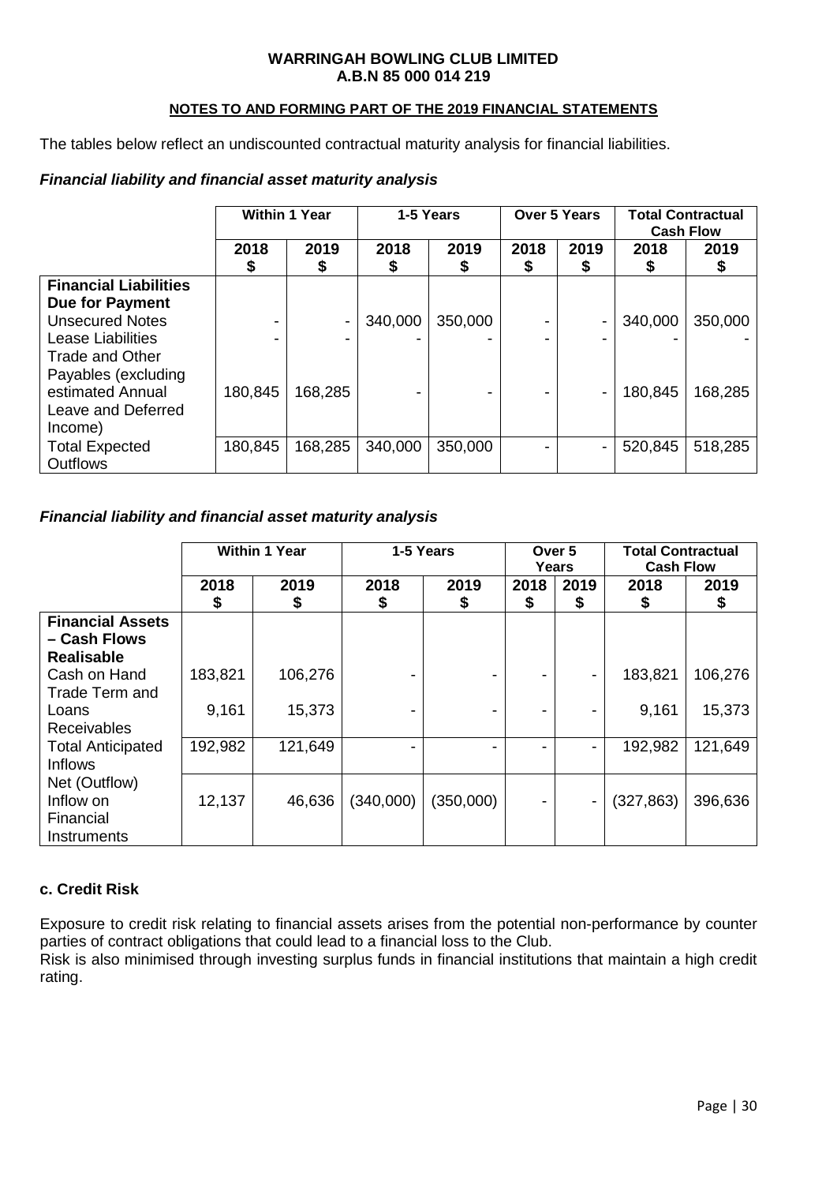**WARRINGAH BOWLING CLUB LIMITED**
**A.B.N 85 000 014 219**

**NOTES TO AND FORMING PART OF THE 2019 FINANCIAL STATEMENTS**

The tables below reflect an undiscounted contractual maturity analysis for financial liabilities.

***Financial liability and financial asset maturity analysis***

| | Within 1 Year | | 1-5 Years | | Over 5 Years | | Total Contractual Cash Flow | |
|---|---|---|---|---|---|---|---|---|
| | 2018 $ | 2019 $ | 2018 $ | 2019 $ | 2018 $ | 2019 $ | 2018 $ | 2019 $ |
| **Financial Liabilities Due for Payment** | | | | | | | | |
| Unsecured Notes | - | - | 340,000 | 350,000 | - | - | 340,000 | 350,000 |
| Lease Liabilities | - | - | - | - | - | - | - | - |
| Trade and Other Payables (excluding estimated Annual Leave and Deferred Income) | 180,845 | 168,285 | - | - | - | - | 180,845 | 168,285 |
| Total Expected Outflows | 180,845 | 168,285 | 340,000 | 350,000 | - | - | 520,845 | 518,285 |

***Financial liability and financial asset maturity analysis***

| | Within 1 Year | | 1-5 Years | | Over 5 Years | | Total Contractual Cash Flow | |
|---|---|---|---|---|---|---|---|---|
| | 2018 $ | 2019 $ | 2018 $ | 2019 $ | 2018 $ | 2019 $ | 2018 $ | 2019 $ |
| **Financial Assets – Cash Flows Realisable** | | | | | | | | |
| Cash on Hand | 183,821 | 106,276 | - | - | - | - | 183,821 | 106,276 |
| Trade Term and Loans Receivables | 9,161 | 15,373 | - | - | - | - | 9,161 | 15,373 |
| Total Anticipated Inflows | 192,982 | 121,649 | - | - | - | - | 192,982 | 121,649 |
| Net (Outflow) Inflow on Financial Instruments | 12,137 | 46,636 | (340,000) | (350,000) | - | - | (327,863) | 396,636 |

**c. Credit Risk**

Exposure to credit risk relating to financial assets arises from the potential non-performance by counter parties of contract obligations that could lead to a financial loss to the Club.
Risk is also minimised through investing surplus funds in financial institutions that maintain a high credit rating.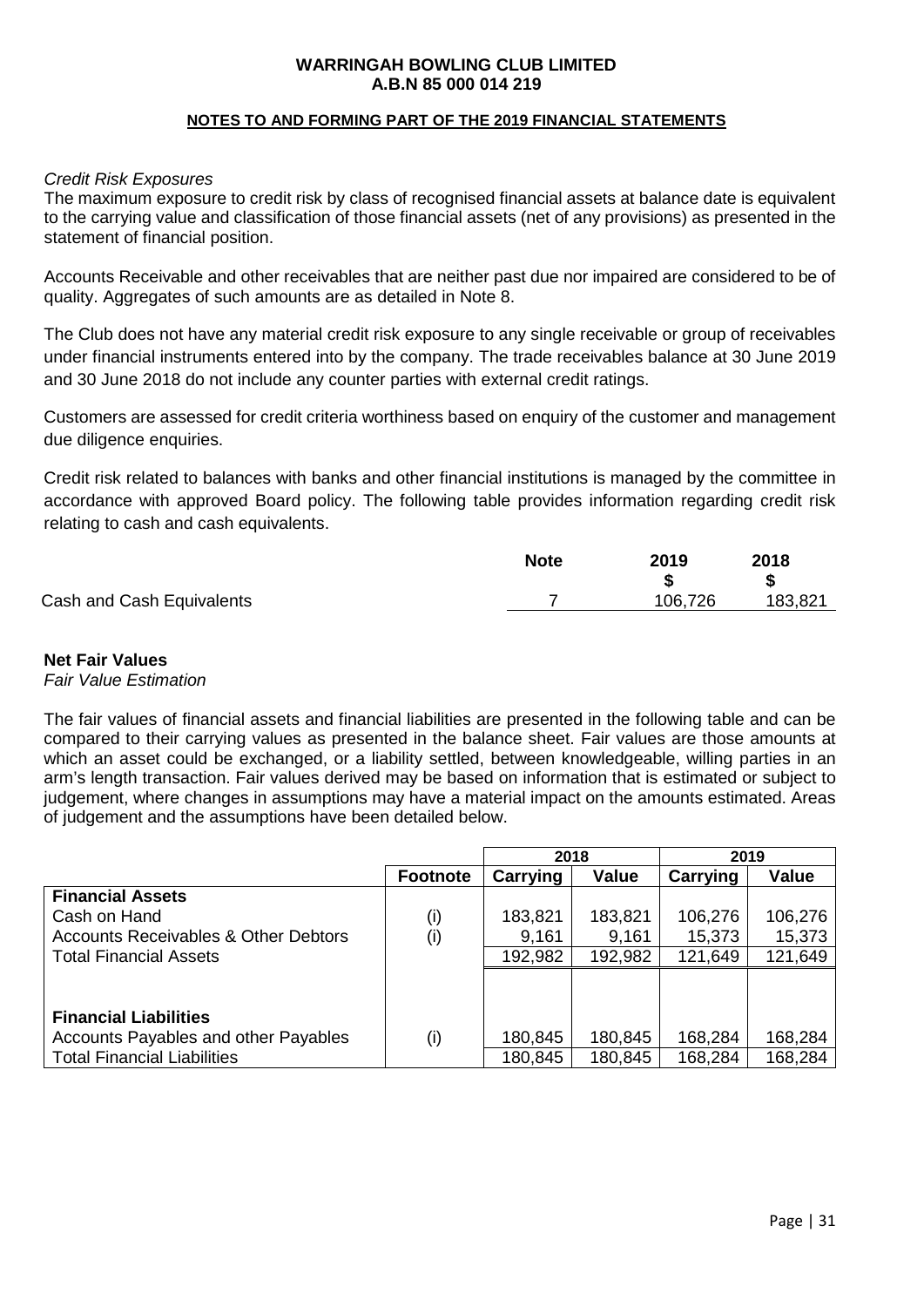**WARRINGAH BOWLING CLUB LIMITED**
**A.B.N 85 000 014 219**

**NOTES TO AND FORMING PART OF THE 2019 FINANCIAL STATEMENTS**

*Credit Risk Exposures*

The maximum exposure to credit risk by class of recognised financial assets at balance date is equivalent to the carrying value and classification of those financial assets (net of any provisions) as presented in the statement of financial position.

Accounts Receivable and other receivables that are neither past due nor impaired are considered to be of quality. Aggregates of such amounts are as detailed in Note 8.

The Club does not have any material credit risk exposure to any single receivable or group of receivables under financial instruments entered into by the company. The trade receivables balance at 30 June 2019 and 30 June 2018 do not include any counter parties with external credit ratings.

Customers are assessed for credit criteria worthiness based on enquiry of the customer and management due diligence enquiries.

Credit risk related to balances with banks and other financial institutions is managed by the committee in accordance with approved Board policy. The following table provides information regarding credit risk relating to cash and cash equivalents.

| | Note | 2019 | 2018 |
|---|---|---|---|
| | | $ | $ |
| Cash and Cash Equivalents | 7 | 106,726 | 183,821 |

**Net Fair Values**

*Fair Value Estimation*

The fair values of financial assets and financial liabilities are presented in the following table and can be compared to their carrying values as presented in the balance sheet. Fair values are those amounts at which an asset could be exchanged, or a liability settled, between knowledgeable, willing parties in an arm's length transaction. Fair values derived may be based on information that is estimated or subject to judgement, where changes in assumptions may have a material impact on the amounts estimated. Areas of judgement and the assumptions have been detailed below.

| | | 2018 | | 2019 | |
|---|---|---|---|---|---|
| | **Footnote** | **Carrying** | **Value** | **Carrying** | **Value** |
| **Financial Assets** | | | | | |
| Cash on Hand | (i) | 183,821 | 183,821 | 106,276 | 106,276 |
| Accounts Receivables & Other Debtors | (i) | 9,161 | 9,161 | 15,373 | 15,373 |
| Total Financial Assets | | 192,982 | 192,982 | 121,649 | 121,649 |
| | | | | | |
| **Financial Liabilities** | | | | | |
| Accounts Payables and other Payables | (i) | 180,845 | 180,845 | 168,284 | 168,284 |
| Total Financial Liabilities | | 180,845 | 180,845 | 168,284 | 168,284 |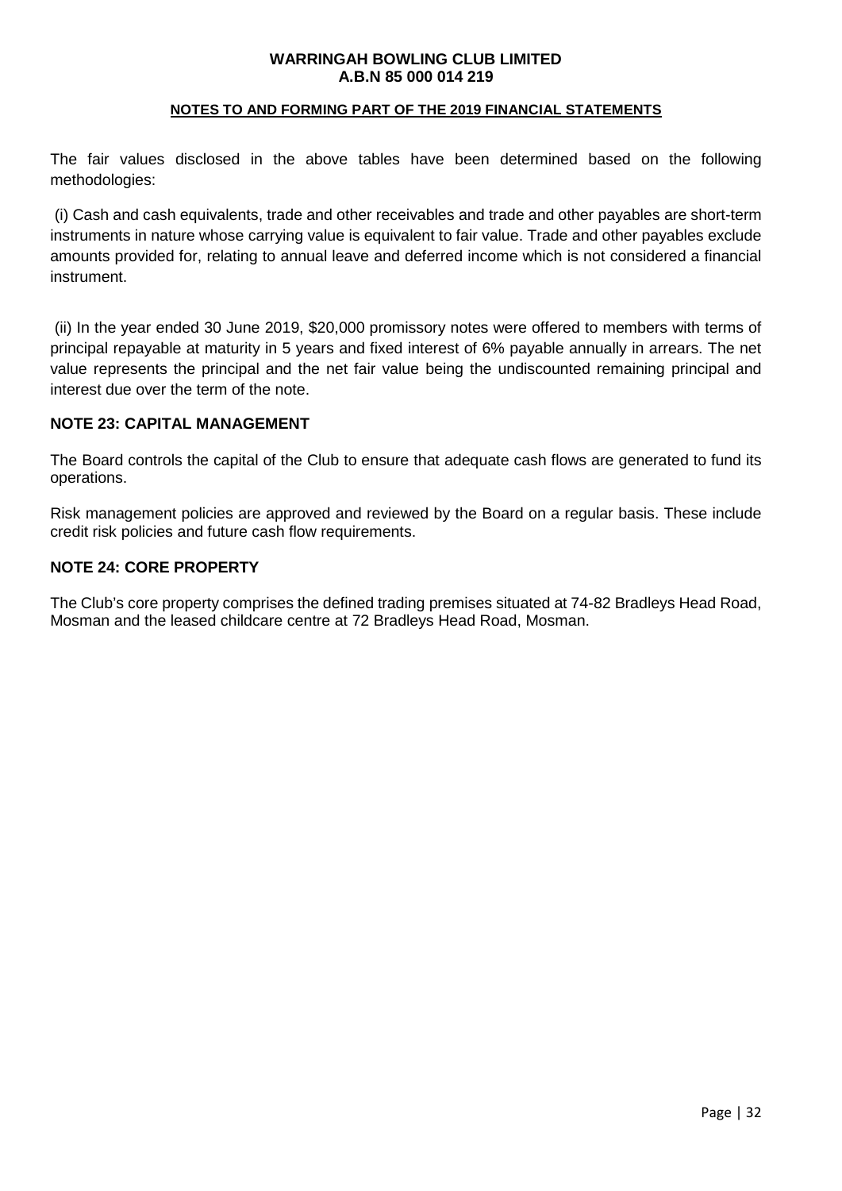The fair values disclosed in the above tables have been determined based on the following methodologies:

(i) Cash and cash equivalents, trade and other receivables and trade and other payables are short-term instruments in nature whose carrying value is equivalent to fair value. Trade and other payables exclude amounts provided for, relating to annual leave and deferred income which is not considered a financial instrument.

(ii) In the year ended 30 June 2019, $20,000 promissory notes were offered to members with terms of principal repayable at maturity in 5 years and fixed interest of 6% payable annually in arrears. The net value represents the principal and the net fair value being the undiscounted remaining principal and interest due over the term of the note.

## NOTE 23: CAPITAL MANAGEMENT

The Board controls the capital of the Club to ensure that adequate cash flows are generated to fund its operations.

Risk management policies are approved and reviewed by the Board on a regular basis. These include credit risk policies and future cash flow requirements.

## NOTE 24: CORE PROPERTY

The Club's core property comprises the defined trading premises situated at 74-82 Bradleys Head Road, Mosman and the leased childcare centre at 72 Bradleys Head Road, Mosman.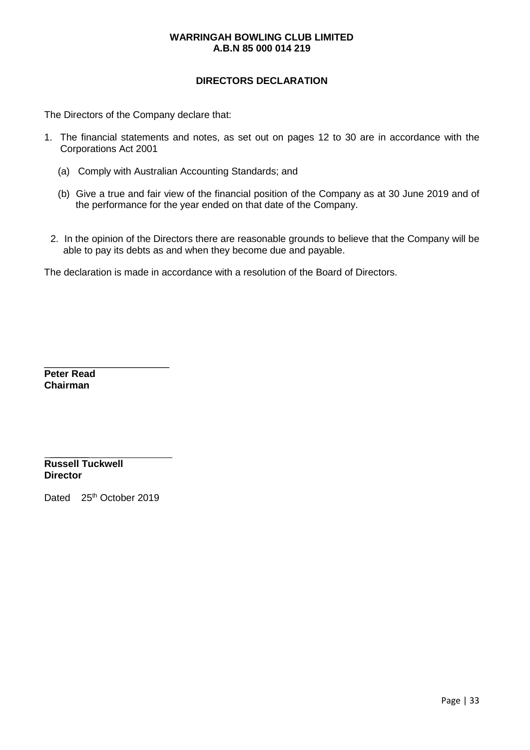**WARRINGAH BOWLING CLUB LIMITED**
**A.B.N 85 000 014 219**

## DIRECTORS DECLARATION

The Directors of the Company declare that:

1. The financial statements and notes, as set out on pages 12 to 30 are in accordance with the Corporations Act 2001

   (a) Comply with Australian Accounting Standards; and

   (b) Give a true and fair view of the financial position of the Company as at 30 June 2019 and of the performance for the year ended on that date of the Company.

2. In the opinion of the Directors there are reasonable grounds to believe that the Company will be able to pay its debts as and when they become due and payable.

The declaration is made in accordance with a resolution of the Board of Directors.

\_\_\_\_\_\_\_\_\_\_\_\_\_\_\_\_\_\_\_\_\_\_\_
**Peter Read**
**Chairman**

\_\_\_\_\_\_\_\_\_\_\_\_\_\_\_\_\_\_\_\_\_\_\_
**Russell Tuckwell**
**Director**

Dated 25th October 2019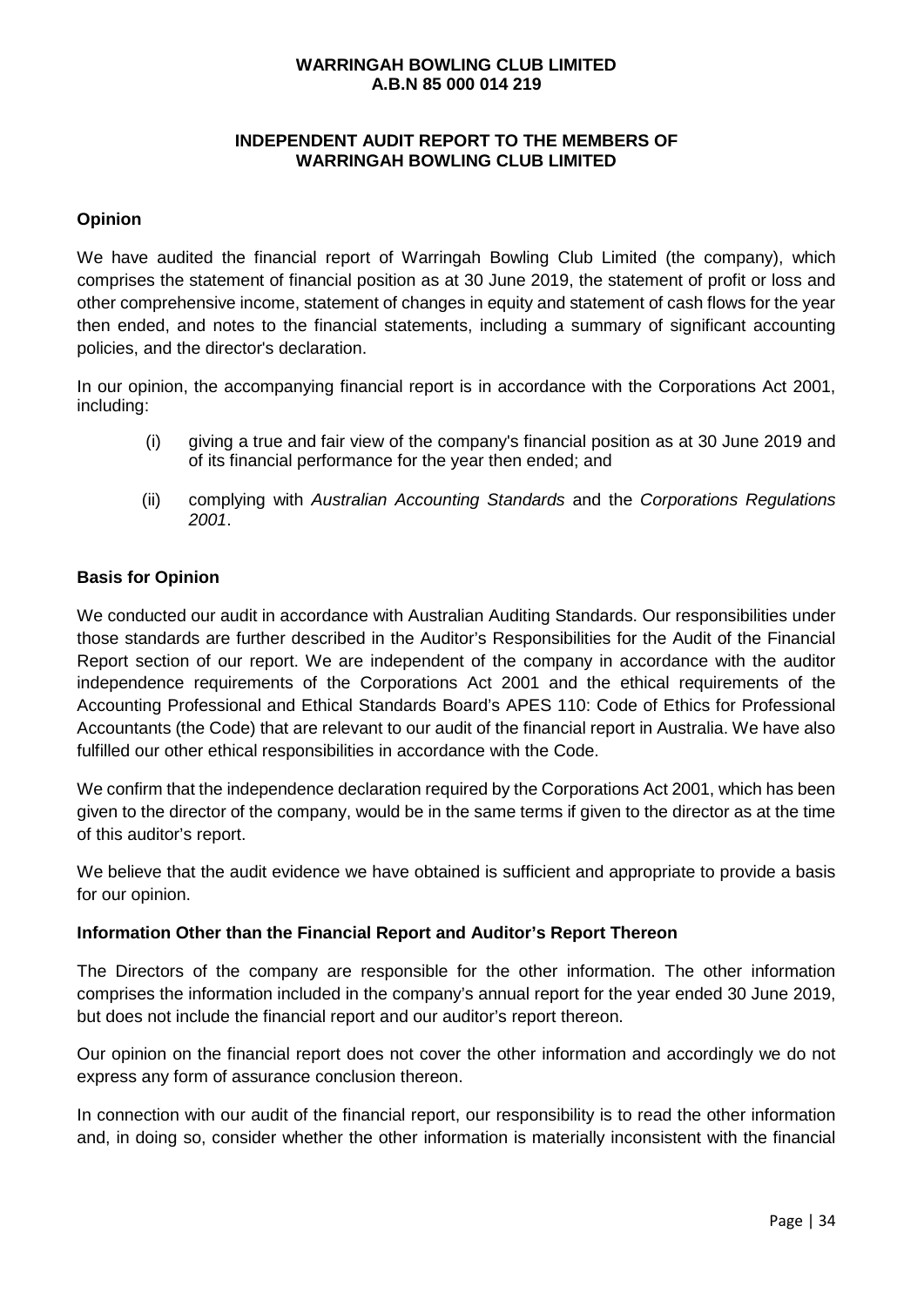**WARRINGAH BOWLING CLUB LIMITED**
**A.B.N 85 000 014 219**

**INDEPENDENT AUDIT REPORT TO THE MEMBERS OF WARRINGAH BOWLING CLUB LIMITED**

## Opinion

We have audited the financial report of Warringah Bowling Club Limited (the company), which comprises the statement of financial position as at 30 June 2019, the statement of profit or loss and other comprehensive income, statement of changes in equity and statement of cash flows for the year then ended, and notes to the financial statements, including a summary of significant accounting policies, and the director's declaration.

In our opinion, the accompanying financial report is in accordance with the Corporations Act 2001, including:

(i) giving a true and fair view of the company's financial position as at 30 June 2019 and of its financial performance for the year then ended; and

(ii) complying with *Australian Accounting Standards* and the *Corporations Regulations 2001*.

## Basis for Opinion

We conducted our audit in accordance with Australian Auditing Standards. Our responsibilities under those standards are further described in the Auditor's Responsibilities for the Audit of the Financial Report section of our report. We are independent of the company in accordance with the auditor independence requirements of the Corporations Act 2001 and the ethical requirements of the Accounting Professional and Ethical Standards Board's APES 110: Code of Ethics for Professional Accountants (the Code) that are relevant to our audit of the financial report in Australia. We have also fulfilled our other ethical responsibilities in accordance with the Code.

We confirm that the independence declaration required by the Corporations Act 2001, which has been given to the director of the company, would be in the same terms if given to the director as at the time of this auditor's report.

We believe that the audit evidence we have obtained is sufficient and appropriate to provide a basis for our opinion.

## Information Other than the Financial Report and Auditor's Report Thereon

The Directors of the company are responsible for the other information. The other information comprises the information included in the company's annual report for the year ended 30 June 2019, but does not include the financial report and our auditor's report thereon.

Our opinion on the financial report does not cover the other information and accordingly we do not express any form of assurance conclusion thereon.

In connection with our audit of the financial report, our responsibility is to read the other information and, in doing so, consider whether the other information is materially inconsistent with the financial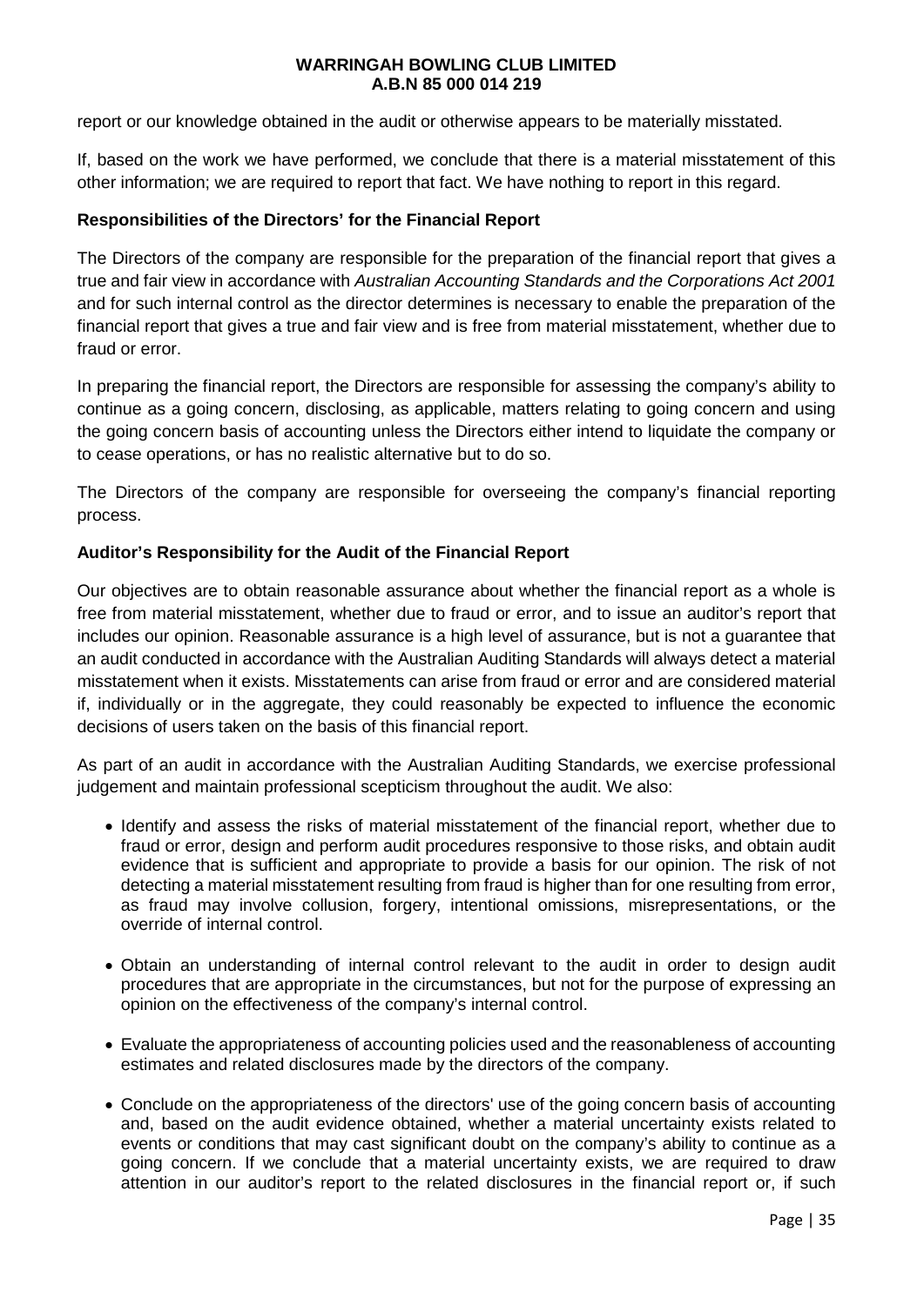report or our knowledge obtained in the audit or otherwise appears to be materially misstated.

If, based on the work we have performed, we conclude that there is a material misstatement of this other information; we are required to report that fact. We have nothing to report in this regard.

**Responsibilities of the Directors' for the Financial Report**

The Directors of the company are responsible for the preparation of the financial report that gives a true and fair view in accordance with *Australian Accounting Standards and the Corporations Act 2001* and for such internal control as the director determines is necessary to enable the preparation of the financial report that gives a true and fair view and is free from material misstatement, whether due to fraud or error.

In preparing the financial report, the Directors are responsible for assessing the company's ability to continue as a going concern, disclosing, as applicable, matters relating to going concern and using the going concern basis of accounting unless the Directors either intend to liquidate the company or to cease operations, or has no realistic alternative but to do so.

The Directors of the company are responsible for overseeing the company's financial reporting process.

**Auditor's Responsibility for the Audit of the Financial Report**

Our objectives are to obtain reasonable assurance about whether the financial report as a whole is free from material misstatement, whether due to fraud or error, and to issue an auditor's report that includes our opinion. Reasonable assurance is a high level of assurance, but is not a guarantee that an audit conducted in accordance with the Australian Auditing Standards will always detect a material misstatement when it exists. Misstatements can arise from fraud or error and are considered material if, individually or in the aggregate, they could reasonably be expected to influence the economic decisions of users taken on the basis of this financial report.

As part of an audit in accordance with the Australian Auditing Standards, we exercise professional judgement and maintain professional scepticism throughout the audit. We also:

- Identify and assess the risks of material misstatement of the financial report, whether due to fraud or error, design and perform audit procedures responsive to those risks, and obtain audit evidence that is sufficient and appropriate to provide a basis for our opinion. The risk of not detecting a material misstatement resulting from fraud is higher than for one resulting from error, as fraud may involve collusion, forgery, intentional omissions, misrepresentations, or the override of internal control.

- Obtain an understanding of internal control relevant to the audit in order to design audit procedures that are appropriate in the circumstances, but not for the purpose of expressing an opinion on the effectiveness of the company's internal control.

- Evaluate the appropriateness of accounting policies used and the reasonableness of accounting estimates and related disclosures made by the directors of the company.

- Conclude on the appropriateness of the directors' use of the going concern basis of accounting and, based on the audit evidence obtained, whether a material uncertainty exists related to events or conditions that may cast significant doubt on the company's ability to continue as a going concern. If we conclude that a material uncertainty exists, we are required to draw attention in our auditor's report to the related disclosures in the financial report or, if such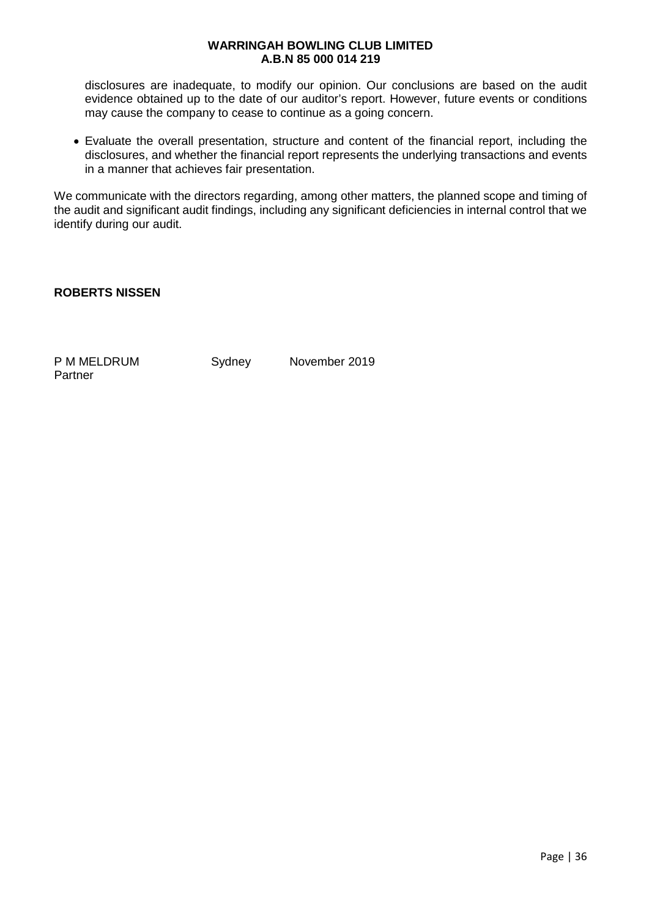disclosures are inadequate, to modify our opinion. Our conclusions are based on the audit evidence obtained up to the date of our auditor's report. However, future events or conditions may cause the company to cease to continue as a going concern.

- Evaluate the overall presentation, structure and content of the financial report, including the disclosures, and whether the financial report represents the underlying transactions and events in a manner that achieves fair presentation.

We communicate with the directors regarding, among other matters, the planned scope and timing of the audit and significant audit findings, including any significant deficiencies in internal control that we identify during our audit.

**ROBERTS NISSEN**

P M MELDRUM    Sydney    November 2019
Partner